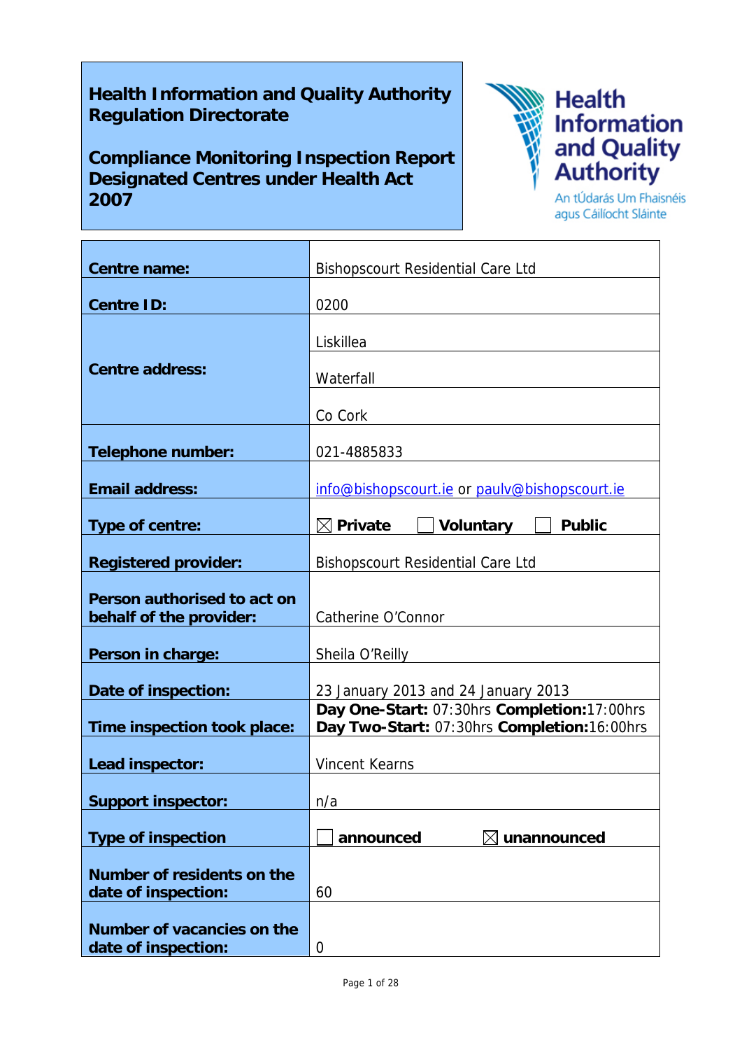**Health Information and Quality Authority**
**Regulation Directorate**

**Compliance Monitoring Inspection Report**
**Designated Centres under Health Act 2007**

Health Information and Quality Authority
An tÚdarás Um Fhaisnéis agus Cáilíocht Sláinte

| | |
|---|---|
| **Centre name:** | Bishopscourt Residential Care Ltd |
| **Centre ID:** | 0200 |
| **Centre address:** | Liskillea |
| | Waterfall |
| | Co Cork |
| **Telephone number:** | 021-4885833 |
| **Email address:** | info@bishopscourt.ie or paulv@bishopscourt.ie |
| **Type of centre:** | ☒ **Private** ☐ **Voluntary** ☐ **Public** |
| **Registered provider:** | Bishopscourt Residential Care Ltd |
| **Person authorised to act on behalf of the provider:** | Catherine O'Connor |
| **Person in charge:** | Sheila O'Reilly |
| **Date of inspection:** | 23 January 2013 and 24 January 2013 |
| **Time inspection took place:** | **Day One-Start:** 07:30hrs **Completion:**17:00hrs<br>**Day Two-Start:** 07:30hrs **Completion:**16:00hrs |
| **Lead inspector:** | Vincent Kearns |
| **Support inspector:** | n/a |
| **Type of inspection** | ☐ **announced** ☒ **unannounced** |
| **Number of residents on the date of inspection:** | 60 |
| **Number of vacancies on the date of inspection:** | 0 |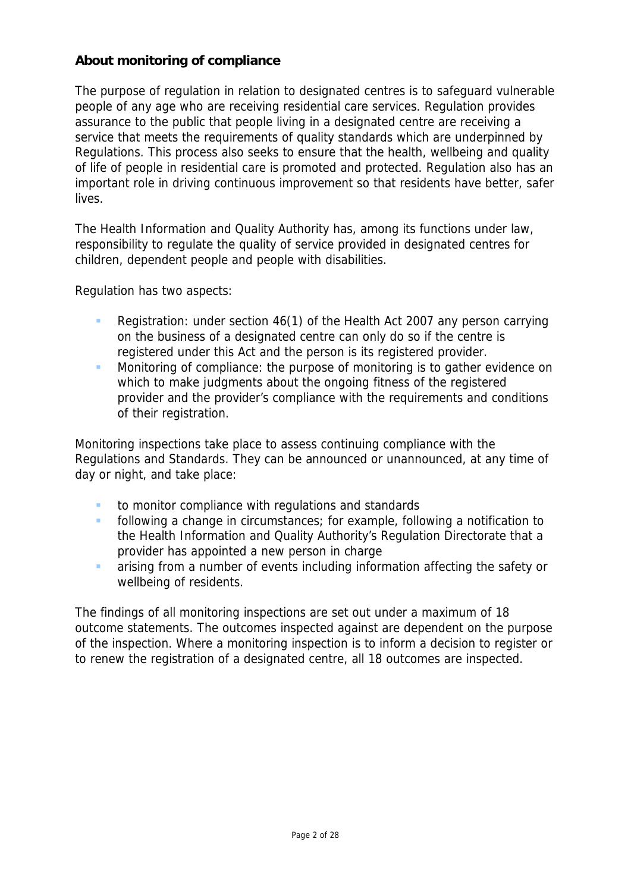## About monitoring of compliance

The purpose of regulation in relation to designated centres is to safeguard vulnerable people of any age who are receiving residential care services. Regulation provides assurance to the public that people living in a designated centre are receiving a service that meets the requirements of quality standards which are underpinned by Regulations. This process also seeks to ensure that the health, wellbeing and quality of life of people in residential care is promoted and protected. Regulation also has an important role in driving continuous improvement so that residents have better, safer lives.

The Health Information and Quality Authority has, among its functions under law, responsibility to regulate the quality of service provided in designated centres for children, dependent people and people with disabilities.

Regulation has two aspects:

- Registration: under section 46(1) of the Health Act 2007 any person carrying on the business of a designated centre can only do so if the centre is registered under this Act and the person is its registered provider.
- Monitoring of compliance: the purpose of monitoring is to gather evidence on which to make judgments about the ongoing fitness of the registered provider and the provider's compliance with the requirements and conditions of their registration.

Monitoring inspections take place to assess continuing compliance with the Regulations and Standards. They can be announced or unannounced, at any time of day or night, and take place:

- to monitor compliance with regulations and standards
- following a change in circumstances; for example, following a notification to the Health Information and Quality Authority's Regulation Directorate that a provider has appointed a new person in charge
- arising from a number of events including information affecting the safety or wellbeing of residents.

The findings of all monitoring inspections are set out under a maximum of 18 outcome statements. The outcomes inspected against are dependent on the purpose of the inspection. Where a monitoring inspection is to inform a decision to register or to renew the registration of a designated centre, all 18 outcomes are inspected.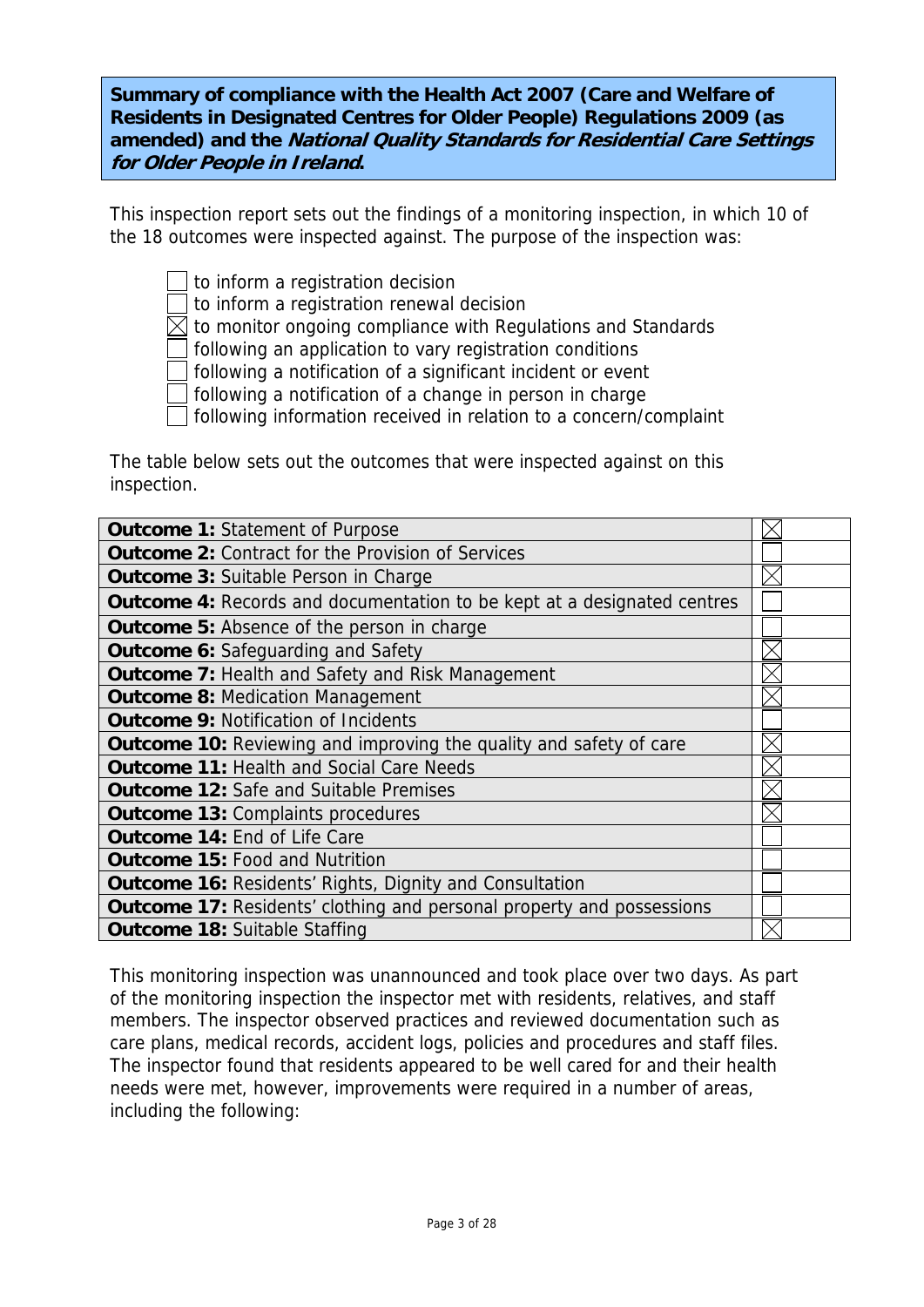**Summary of compliance with the Health Act 2007 (Care and Welfare of Residents in Designated Centres for Older People) Regulations 2009 (as amended) and the *National Quality Standards for Residential Care Settings for Older People in Ireland*.**

This inspection report sets out the findings of a monitoring inspection, in which 10 of the 18 outcomes were inspected against. The purpose of the inspection was:

- ☐ to inform a registration decision
- ☐ to inform a registration renewal decision
- ☒ to monitor ongoing compliance with Regulations and Standards
- ☐ following an application to vary registration conditions
- ☐ following a notification of a significant incident or event
- ☐ following a notification of a change in person in charge
- ☐ following information received in relation to a concern/complaint

The table below sets out the outcomes that were inspected against on this inspection.

| Outcome | Inspected |
|---|---|
| **Outcome 1:** Statement of Purpose | ☒ |
| **Outcome 2:** Contract for the Provision of Services | ☐ |
| **Outcome 3:** Suitable Person in Charge | ☒ |
| **Outcome 4:** Records and documentation to be kept at a designated centres | ☐ |
| **Outcome 5:** Absence of the person in charge | ☐ |
| **Outcome 6:** Safeguarding and Safety | ☒ |
| **Outcome 7:** Health and Safety and Risk Management | ☒ |
| **Outcome 8:** Medication Management | ☒ |
| **Outcome 9:** Notification of Incidents | ☐ |
| **Outcome 10:** Reviewing and improving the quality and safety of care | ☒ |
| **Outcome 11:** Health and Social Care Needs | ☒ |
| **Outcome 12:** Safe and Suitable Premises | ☒ |
| **Outcome 13:** Complaints procedures | ☒ |
| **Outcome 14:** End of Life Care | ☐ |
| **Outcome 15:** Food and Nutrition | ☐ |
| **Outcome 16:** Residents' Rights, Dignity and Consultation | ☐ |
| **Outcome 17:** Residents' clothing and personal property and possessions | ☐ |
| **Outcome 18:** Suitable Staffing | ☒ |

This monitoring inspection was unannounced and took place over two days. As part of the monitoring inspection the inspector met with residents, relatives, and staff members. The inspector observed practices and reviewed documentation such as care plans, medical records, accident logs, policies and procedures and staff files. The inspector found that residents appeared to be well cared for and their health needs were met, however, improvements were required in a number of areas, including the following: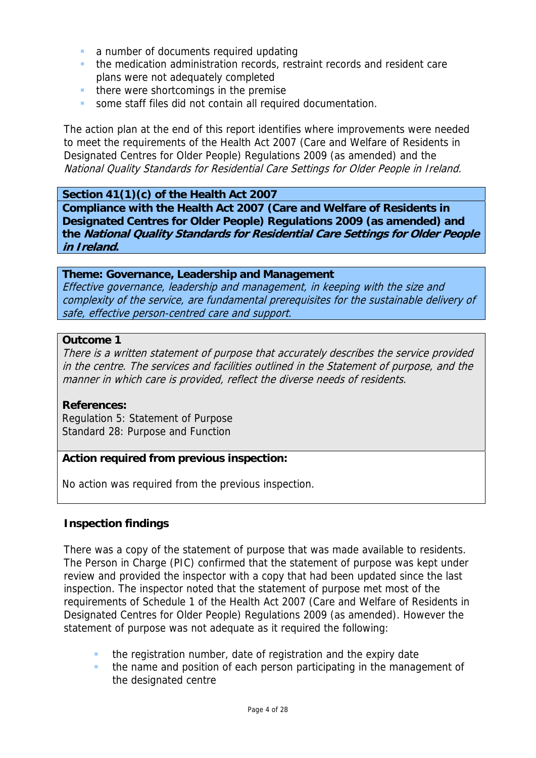- a number of documents required updating
- the medication administration records, restraint records and resident care plans were not adequately completed
- there were shortcomings in the premise
- some staff files did not contain all required documentation.

The action plan at the end of this report identifies where improvements were needed to meet the requirements of the Health Act 2007 (Care and Welfare of Residents in Designated Centres for Older People) Regulations 2009 (as amended) and the *National Quality Standards for Residential Care Settings for Older People in Ireland.*

**Section 41(1)(c) of the Health Act 2007**
**Compliance with the Health Act 2007 (Care and Welfare of Residents in Designated Centres for Older People) Regulations 2009 (as amended) and the *National Quality Standards for Residential Care Settings for Older People in Ireland*.**

**Theme: Governance, Leadership and Management**
*Effective governance, leadership and management, in keeping with the size and complexity of the service, are fundamental prerequisites for the sustainable delivery of safe, effective person-centred care and support.*

**Outcome 1**
*There is a written statement of purpose that accurately describes the service provided in the centre. The services and facilities outlined in the Statement of purpose, and the manner in which care is provided, reflect the diverse needs of residents.*

**References:**
Regulation 5: Statement of Purpose
Standard 28: Purpose and Function

**Action required from previous inspection:**

No action was required from the previous inspection.

**Inspection findings**

There was a copy of the statement of purpose that was made available to residents. The Person in Charge (PIC) confirmed that the statement of purpose was kept under review and provided the inspector with a copy that had been updated since the last inspection. The inspector noted that the statement of purpose met most of the requirements of Schedule 1 of the Health Act 2007 (Care and Welfare of Residents in Designated Centres for Older People) Regulations 2009 (as amended). However the statement of purpose was not adequate as it required the following:

- the registration number, date of registration and the expiry date
- the name and position of each person participating in the management of the designated centre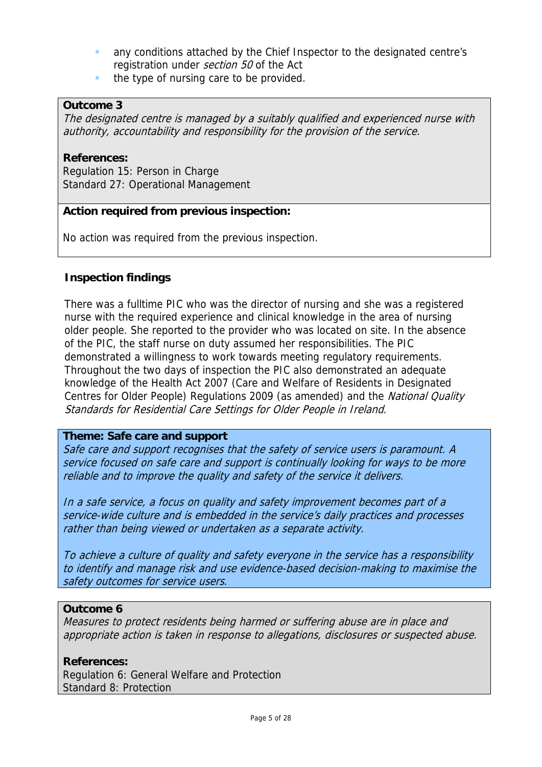- any conditions attached by the Chief Inspector to the designated centre's registration under *section 50* of the Act
- the type of nursing care to be provided.

**Outcome 3**
*The designated centre is managed by a suitably qualified and experienced nurse with authority, accountability and responsibility for the provision of the service.*

**References:**
Regulation 15: Person in Charge
Standard 27: Operational Management

**Action required from previous inspection:**

No action was required from the previous inspection.

**Inspection findings**

There was a fulltime PIC who was the director of nursing and she was a registered nurse with the required experience and clinical knowledge in the area of nursing older people. She reported to the provider who was located on site. In the absence of the PIC, the staff nurse on duty assumed her responsibilities. The PIC demonstrated a willingness to work towards meeting regulatory requirements. Throughout the two days of inspection the PIC also demonstrated an adequate knowledge of the Health Act 2007 (Care and Welfare of Residents in Designated Centres for Older People) Regulations 2009 (as amended) and the *National Quality Standards for Residential Care Settings for Older People in Ireland*.

**Theme: Safe care and support**
*Safe care and support recognises that the safety of service users is paramount. A service focused on safe care and support is continually looking for ways to be more reliable and to improve the quality and safety of the service it delivers.*

*In a safe service, a focus on quality and safety improvement becomes part of a service-wide culture and is embedded in the service's daily practices and processes rather than being viewed or undertaken as a separate activity.*

*To achieve a culture of quality and safety everyone in the service has a responsibility to identify and manage risk and use evidence-based decision-making to maximise the safety outcomes for service users.*

**Outcome 6**
*Measures to protect residents being harmed or suffering abuse are in place and appropriate action is taken in response to allegations, disclosures or suspected abuse.*

**References:**
Regulation 6: General Welfare and Protection
Standard 8: Protection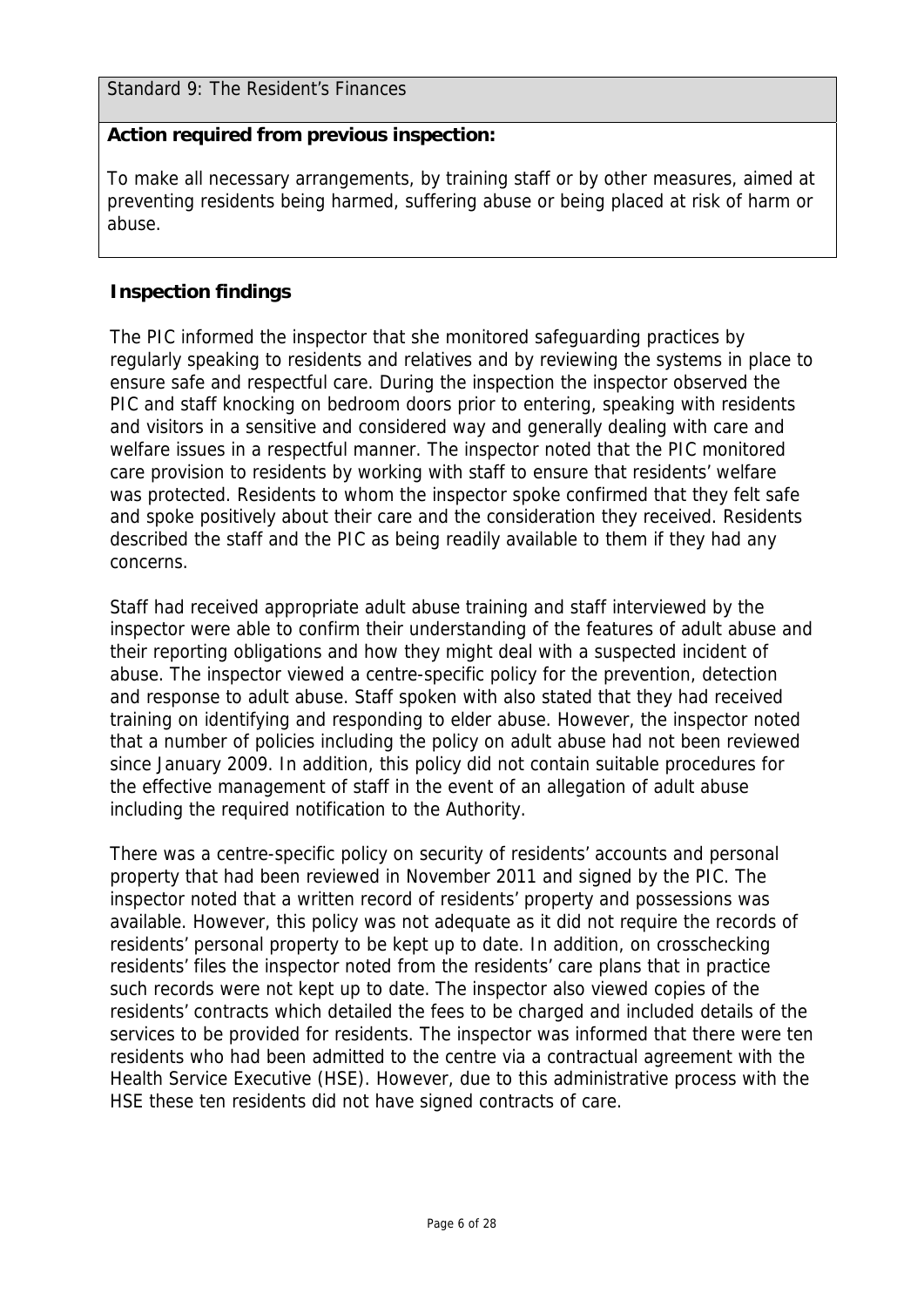Standard 9: The Resident's Finances

**Action required from previous inspection:**

To make all necessary arrangements, by training staff or by other measures, aimed at preventing residents being harmed, suffering abuse or being placed at risk of harm or abuse.

**Inspection findings**

The PIC informed the inspector that she monitored safeguarding practices by regularly speaking to residents and relatives and by reviewing the systems in place to ensure safe and respectful care. During the inspection the inspector observed the PIC and staff knocking on bedroom doors prior to entering, speaking with residents and visitors in a sensitive and considered way and generally dealing with care and welfare issues in a respectful manner. The inspector noted that the PIC monitored care provision to residents by working with staff to ensure that residents' welfare was protected. Residents to whom the inspector spoke confirmed that they felt safe and spoke positively about their care and the consideration they received. Residents described the staff and the PIC as being readily available to them if they had any concerns.

Staff had received appropriate adult abuse training and staff interviewed by the inspector were able to confirm their understanding of the features of adult abuse and their reporting obligations and how they might deal with a suspected incident of abuse. The inspector viewed a centre-specific policy for the prevention, detection and response to adult abuse. Staff spoken with also stated that they had received training on identifying and responding to elder abuse. However, the inspector noted that a number of policies including the policy on adult abuse had not been reviewed since January 2009. In addition, this policy did not contain suitable procedures for the effective management of staff in the event of an allegation of adult abuse including the required notification to the Authority.

There was a centre-specific policy on security of residents' accounts and personal property that had been reviewed in November 2011 and signed by the PIC. The inspector noted that a written record of residents' property and possessions was available. However, this policy was not adequate as it did not require the records of residents' personal property to be kept up to date. In addition, on crosschecking residents' files the inspector noted from the residents' care plans that in practice such records were not kept up to date. The inspector also viewed copies of the residents' contracts which detailed the fees to be charged and included details of the services to be provided for residents. The inspector was informed that there were ten residents who had been admitted to the centre via a contractual agreement with the Health Service Executive (HSE). However, due to this administrative process with the HSE these ten residents did not have signed contracts of care.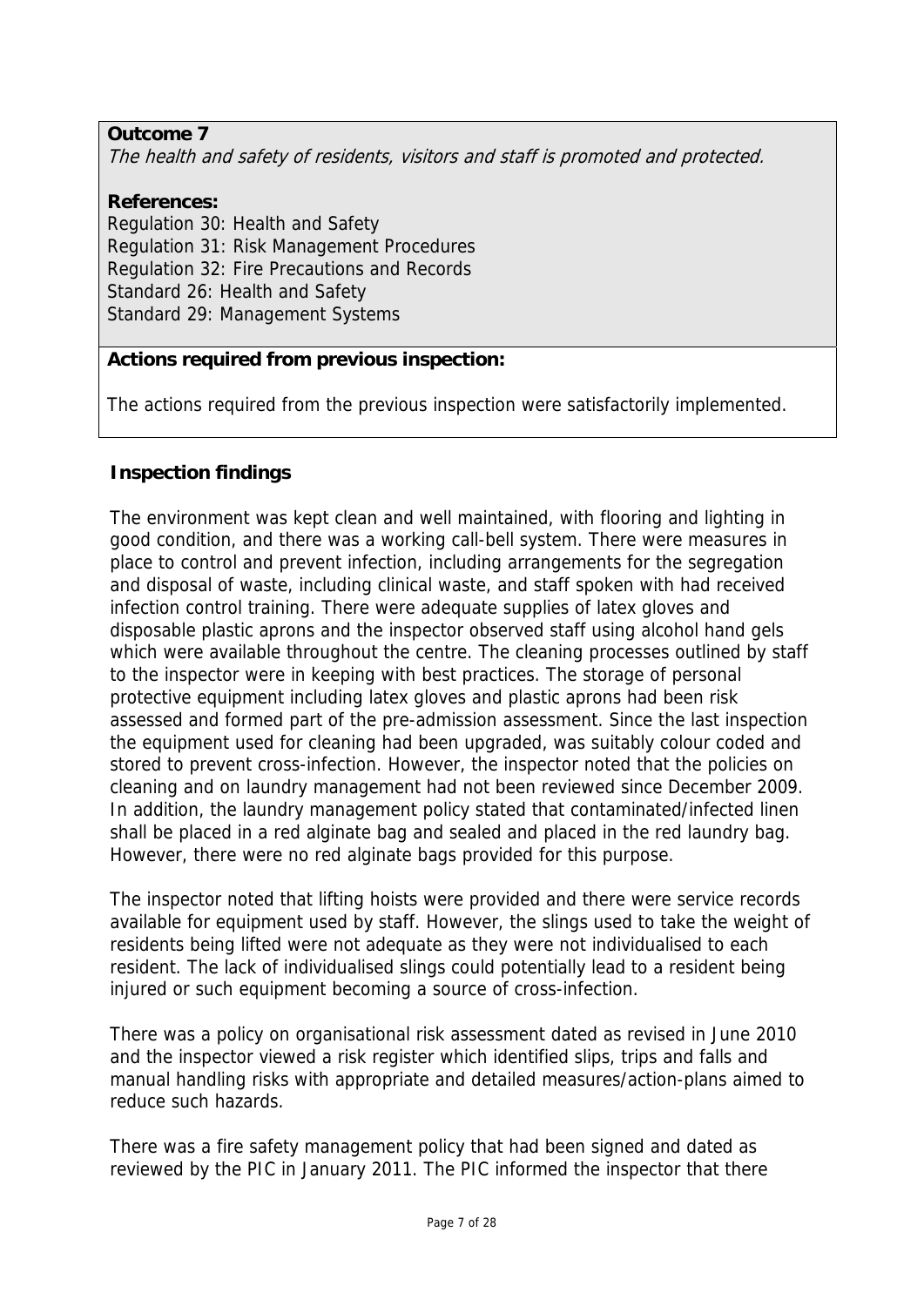**Outcome 7**

*The health and safety of residents, visitors and staff is promoted and protected.*

**References:**

Regulation 30: Health and Safety
Regulation 31: Risk Management Procedures
Regulation 32: Fire Precautions and Records
Standard 26: Health and Safety
Standard 29: Management Systems

**Actions required from previous inspection:**

The actions required from the previous inspection were satisfactorily implemented.

**Inspection findings**

The environment was kept clean and well maintained, with flooring and lighting in good condition, and there was a working call-bell system. There were measures in place to control and prevent infection, including arrangements for the segregation and disposal of waste, including clinical waste, and staff spoken with had received infection control training. There were adequate supplies of latex gloves and disposable plastic aprons and the inspector observed staff using alcohol hand gels which were available throughout the centre. The cleaning processes outlined by staff to the inspector were in keeping with best practices. The storage of personal protective equipment including latex gloves and plastic aprons had been risk assessed and formed part of the pre-admission assessment. Since the last inspection the equipment used for cleaning had been upgraded, was suitably colour coded and stored to prevent cross-infection. However, the inspector noted that the policies on cleaning and on laundry management had not been reviewed since December 2009. In addition, the laundry management policy stated that contaminated/infected linen shall be placed in a red alginate bag and sealed and placed in the red laundry bag. However, there were no red alginate bags provided for this purpose.

The inspector noted that lifting hoists were provided and there were service records available for equipment used by staff. However, the slings used to take the weight of residents being lifted were not adequate as they were not individualised to each resident. The lack of individualised slings could potentially lead to a resident being injured or such equipment becoming a source of cross-infection.

There was a policy on organisational risk assessment dated as revised in June 2010 and the inspector viewed a risk register which identified slips, trips and falls and manual handling risks with appropriate and detailed measures/action-plans aimed to reduce such hazards.

There was a fire safety management policy that had been signed and dated as reviewed by the PIC in January 2011. The PIC informed the inspector that there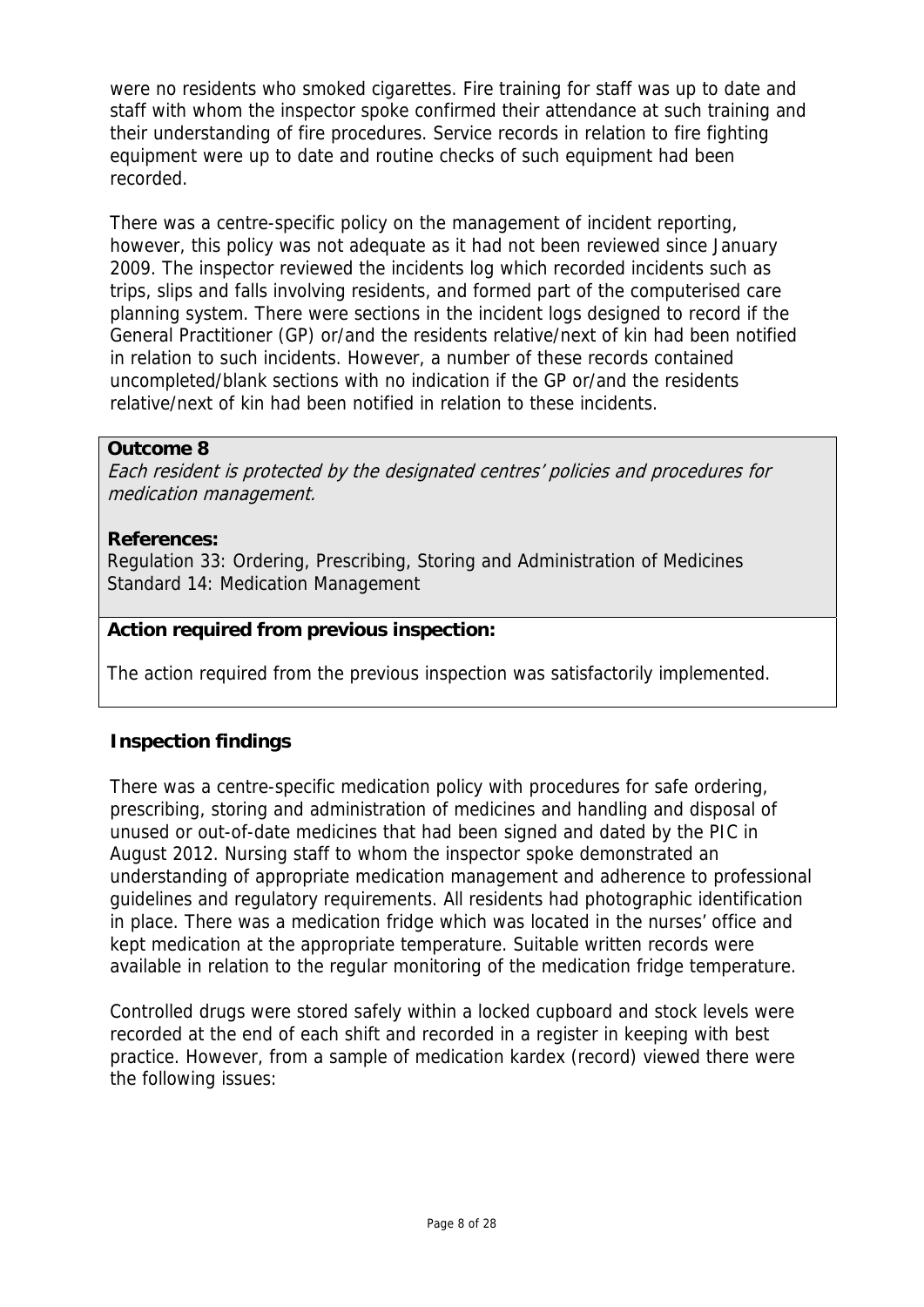were no residents who smoked cigarettes. Fire training for staff was up to date and staff with whom the inspector spoke confirmed their attendance at such training and their understanding of fire procedures. Service records in relation to fire fighting equipment were up to date and routine checks of such equipment had been recorded.

There was a centre-specific policy on the management of incident reporting, however, this policy was not adequate as it had not been reviewed since January 2009. The inspector reviewed the incidents log which recorded incidents such as trips, slips and falls involving residents, and formed part of the computerised care planning system. There were sections in the incident logs designed to record if the General Practitioner (GP) or/and the residents relative/next of kin had been notified in relation to such incidents. However, a number of these records contained uncompleted/blank sections with no indication if the GP or/and the residents relative/next of kin had been notified in relation to these incidents.

**Outcome 8**

*Each resident is protected by the designated centres' policies and procedures for medication management.*

**References:**

Regulation 33: Ordering, Prescribing, Storing and Administration of Medicines
Standard 14: Medication Management

**Action required from previous inspection:**

The action required from the previous inspection was satisfactorily implemented.

**Inspection findings**

There was a centre-specific medication policy with procedures for safe ordering, prescribing, storing and administration of medicines and handling and disposal of unused or out-of-date medicines that had been signed and dated by the PIC in August 2012. Nursing staff to whom the inspector spoke demonstrated an understanding of appropriate medication management and adherence to professional guidelines and regulatory requirements. All residents had photographic identification in place. There was a medication fridge which was located in the nurses' office and kept medication at the appropriate temperature. Suitable written records were available in relation to the regular monitoring of the medication fridge temperature.

Controlled drugs were stored safely within a locked cupboard and stock levels were recorded at the end of each shift and recorded in a register in keeping with best practice. However, from a sample of medication kardex (record) viewed there were the following issues: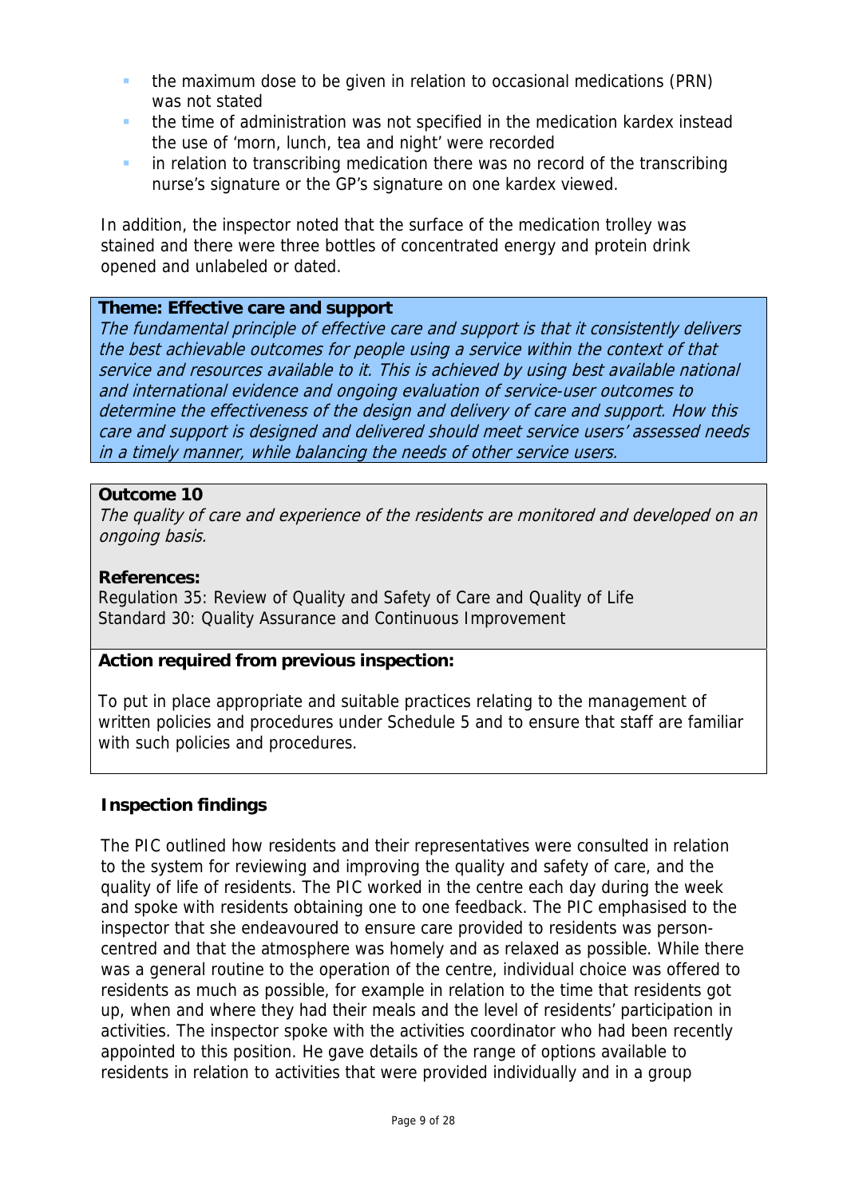- the maximum dose to be given in relation to occasional medications (PRN) was not stated
- the time of administration was not specified in the medication kardex instead the use of 'morn, lunch, tea and night' were recorded
- in relation to transcribing medication there was no record of the transcribing nurse's signature or the GP's signature on one kardex viewed.

In addition, the inspector noted that the surface of the medication trolley was stained and there were three bottles of concentrated energy and protein drink opened and unlabeled or dated.

**Theme: Effective care and support**

*The fundamental principle of effective care and support is that it consistently delivers the best achievable outcomes for people using a service within the context of that service and resources available to it. This is achieved by using best available national and international evidence and ongoing evaluation of service-user outcomes to determine the effectiveness of the design and delivery of care and support. How this care and support is designed and delivered should meet service users' assessed needs in a timely manner, while balancing the needs of other service users.*

**Outcome 10**

*The quality of care and experience of the residents are monitored and developed on an ongoing basis.*

**References:**

Regulation 35: Review of Quality and Safety of Care and Quality of Life
Standard 30: Quality Assurance and Continuous Improvement

**Action required from previous inspection:**

To put in place appropriate and suitable practices relating to the management of written policies and procedures under Schedule 5 and to ensure that staff are familiar with such policies and procedures.

**Inspection findings**

The PIC outlined how residents and their representatives were consulted in relation to the system for reviewing and improving the quality and safety of care, and the quality of life of residents. The PIC worked in the centre each day during the week and spoke with residents obtaining one to one feedback. The PIC emphasised to the inspector that she endeavoured to ensure care provided to residents was person-centred and that the atmosphere was homely and as relaxed as possible. While there was a general routine to the operation of the centre, individual choice was offered to residents as much as possible, for example in relation to the time that residents got up, when and where they had their meals and the level of residents' participation in activities. The inspector spoke with the activities coordinator who had been recently appointed to this position. He gave details of the range of options available to residents in relation to activities that were provided individually and in a group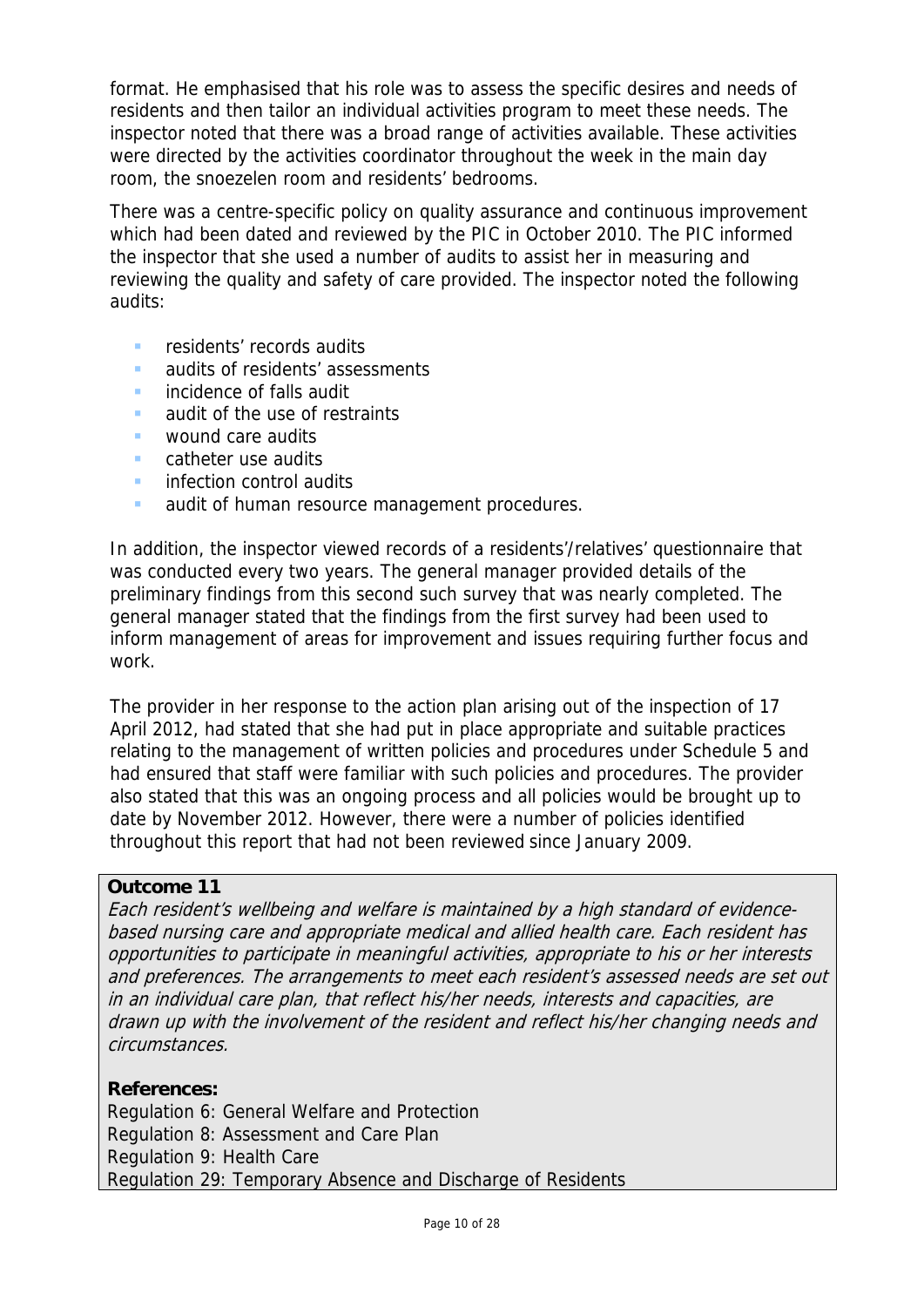format. He emphasised that his role was to assess the specific desires and needs of residents and then tailor an individual activities program to meet these needs. The inspector noted that there was a broad range of activities available. These activities were directed by the activities coordinator throughout the week in the main day room, the snoezelen room and residents' bedrooms.

There was a centre-specific policy on quality assurance and continuous improvement which had been dated and reviewed by the PIC in October 2010. The PIC informed the inspector that she used a number of audits to assist her in measuring and reviewing the quality and safety of care provided. The inspector noted the following audits:

- residents' records audits
- audits of residents' assessments
- incidence of falls audit
- audit of the use of restraints
- wound care audits
- catheter use audits
- infection control audits
- audit of human resource management procedures.

In addition, the inspector viewed records of a residents'/relatives' questionnaire that was conducted every two years. The general manager provided details of the preliminary findings from this second such survey that was nearly completed. The general manager stated that the findings from the first survey had been used to inform management of areas for improvement and issues requiring further focus and work.

The provider in her response to the action plan arising out of the inspection of 17 April 2012, had stated that she had put in place appropriate and suitable practices relating to the management of written policies and procedures under Schedule 5 and had ensured that staff were familiar with such policies and procedures. The provider also stated that this was an ongoing process and all policies would be brought up to date by November 2012. However, there were a number of policies identified throughout this report that had not been reviewed since January 2009.

**Outcome 11**

*Each resident's wellbeing and welfare is maintained by a high standard of evidence-based nursing care and appropriate medical and allied health care. Each resident has opportunities to participate in meaningful activities, appropriate to his or her interests and preferences. The arrangements to meet each resident's assessed needs are set out in an individual care plan, that reflect his/her needs, interests and capacities, are drawn up with the involvement of the resident and reflect his/her changing needs and circumstances.*

**References:**

Regulation 6: General Welfare and Protection
Regulation 8: Assessment and Care Plan
Regulation 9: Health Care
Regulation 29: Temporary Absence and Discharge of Residents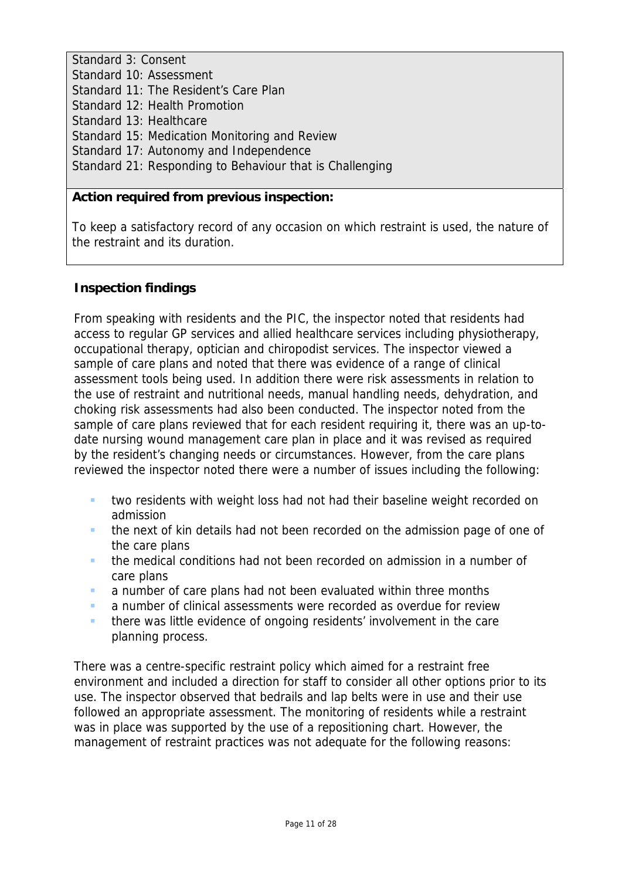Standard 3: Consent
Standard 10: Assessment
Standard 11: The Resident's Care Plan
Standard 12: Health Promotion
Standard 13: Healthcare
Standard 15: Medication Monitoring and Review
Standard 17: Autonomy and Independence
Standard 21: Responding to Behaviour that is Challenging

**Action required from previous inspection:**

To keep a satisfactory record of any occasion on which restraint is used, the nature of the restraint and its duration.

**Inspection findings**

From speaking with residents and the PIC, the inspector noted that residents had access to regular GP services and allied healthcare services including physiotherapy, occupational therapy, optician and chiropodist services. The inspector viewed a sample of care plans and noted that there was evidence of a range of clinical assessment tools being used. In addition there were risk assessments in relation to the use of restraint and nutritional needs, manual handling needs, dehydration, and choking risk assessments had also been conducted. The inspector noted from the sample of care plans reviewed that for each resident requiring it, there was an up-to-date nursing wound management care plan in place and it was revised as required by the resident's changing needs or circumstances. However, from the care plans reviewed the inspector noted there were a number of issues including the following:

- two residents with weight loss had not had their baseline weight recorded on admission
- the next of kin details had not been recorded on the admission page of one of the care plans
- the medical conditions had not been recorded on admission in a number of care plans
- a number of care plans had not been evaluated within three months
- a number of clinical assessments were recorded as overdue for review
- there was little evidence of ongoing residents' involvement in the care planning process.

There was a centre-specific restraint policy which aimed for a restraint free environment and included a direction for staff to consider all other options prior to its use. The inspector observed that bedrails and lap belts were in use and their use followed an appropriate assessment. The monitoring of residents while a restraint was in place was supported by the use of a repositioning chart. However, the management of restraint practices was not adequate for the following reasons: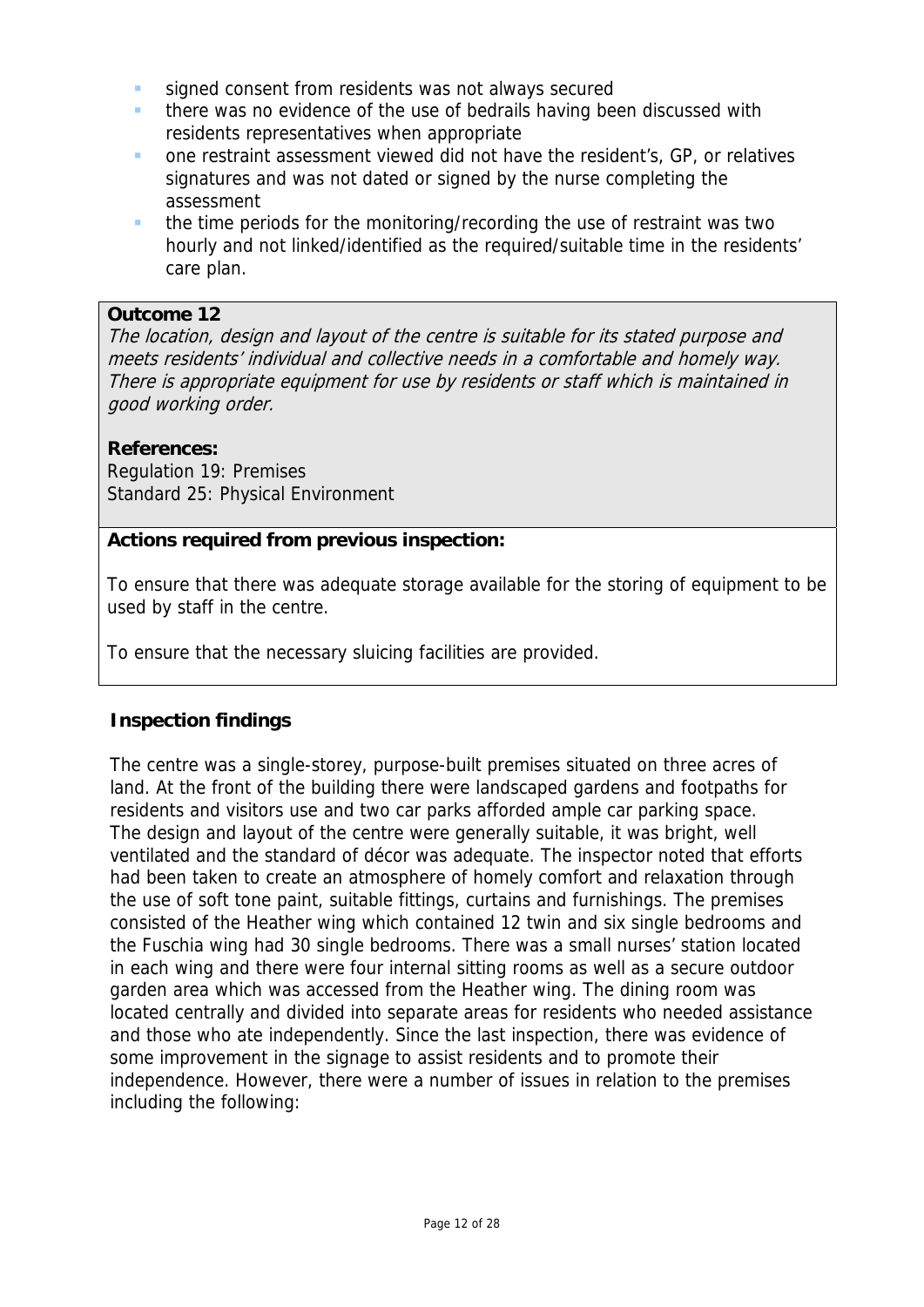- signed consent from residents was not always secured
- there was no evidence of the use of bedrails having been discussed with residents representatives when appropriate
- one restraint assessment viewed did not have the resident's, GP, or relatives signatures and was not dated or signed by the nurse completing the assessment
- the time periods for the monitoring/recording the use of restraint was two hourly and not linked/identified as the required/suitable time in the residents' care plan.

**Outcome 12**
*The location, design and layout of the centre is suitable for its stated purpose and meets residents' individual and collective needs in a comfortable and homely way. There is appropriate equipment for use by residents or staff which is maintained in good working order.*

**References:**
Regulation 19: Premises
Standard 25: Physical Environment

**Actions required from previous inspection:**

To ensure that there was adequate storage available for the storing of equipment to be used by staff in the centre.

To ensure that the necessary sluicing facilities are provided.

**Inspection findings**

The centre was a single-storey, purpose-built premises situated on three acres of land. At the front of the building there were landscaped gardens and footpaths for residents and visitors use and two car parks afforded ample car parking space. The design and layout of the centre were generally suitable, it was bright, well ventilated and the standard of décor was adequate. The inspector noted that efforts had been taken to create an atmosphere of homely comfort and relaxation through the use of soft tone paint, suitable fittings, curtains and furnishings. The premises consisted of the Heather wing which contained 12 twin and six single bedrooms and the Fuschia wing had 30 single bedrooms. There was a small nurses' station located in each wing and there were four internal sitting rooms as well as a secure outdoor garden area which was accessed from the Heather wing. The dining room was located centrally and divided into separate areas for residents who needed assistance and those who ate independently. Since the last inspection, there was evidence of some improvement in the signage to assist residents and to promote their independence. However, there were a number of issues in relation to the premises including the following: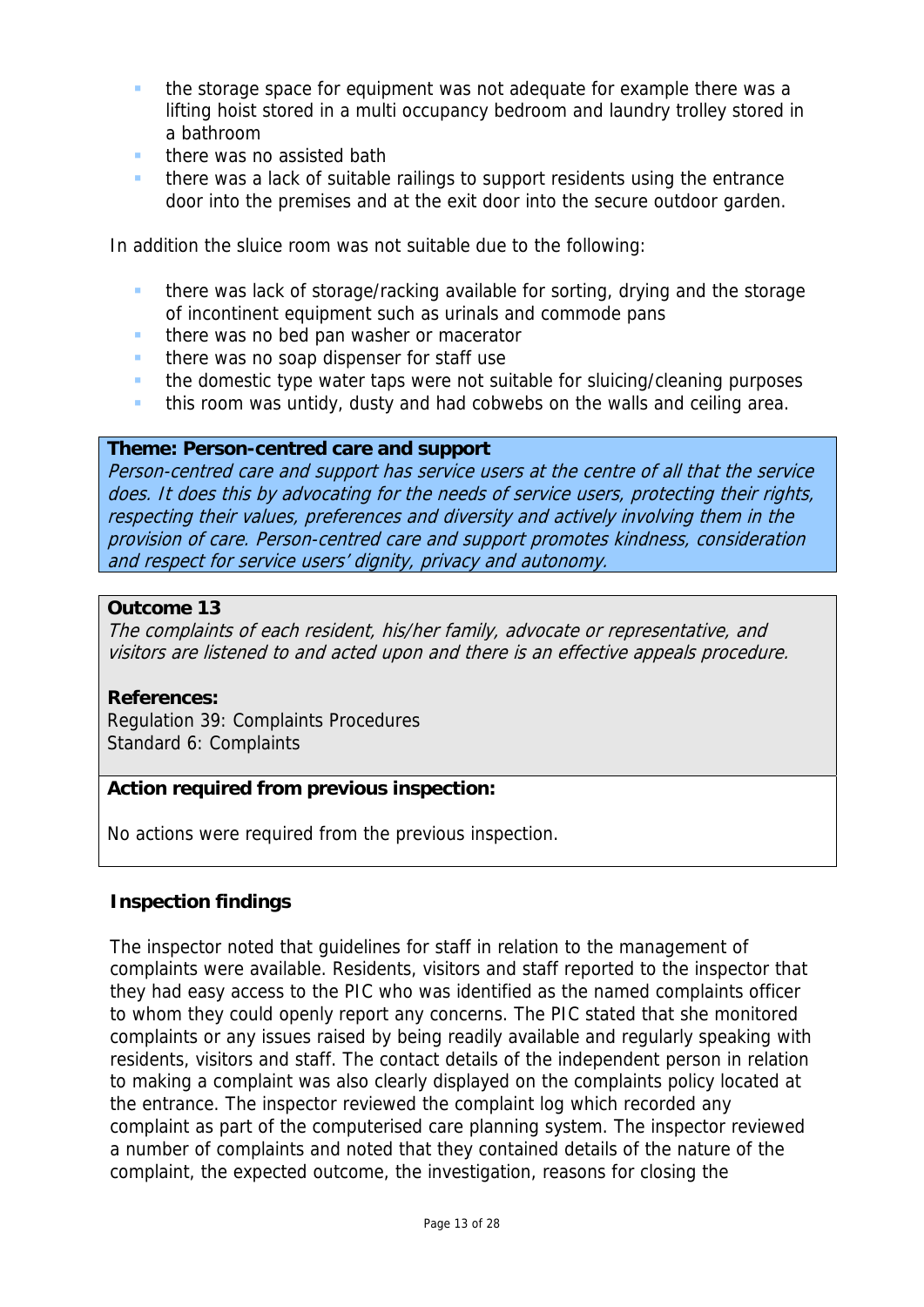- the storage space for equipment was not adequate for example there was a lifting hoist stored in a multi occupancy bedroom and laundry trolley stored in a bathroom
- there was no assisted bath
- there was a lack of suitable railings to support residents using the entrance door into the premises and at the exit door into the secure outdoor garden.

In addition the sluice room was not suitable due to the following:

- there was lack of storage/racking available for sorting, drying and the storage of incontinent equipment such as urinals and commode pans
- there was no bed pan washer or macerator
- there was no soap dispenser for staff use
- the domestic type water taps were not suitable for sluicing/cleaning purposes
- this room was untidy, dusty and had cobwebs on the walls and ceiling area.

**Theme: Person-centred care and support**
*Person-centred care and support has service users at the centre of all that the service does. It does this by advocating for the needs of service users, protecting their rights, respecting their values, preferences and diversity and actively involving them in the provision of care. Person-centred care and support promotes kindness, consideration and respect for service users' dignity, privacy and autonomy.*

**Outcome 13**
*The complaints of each resident, his/her family, advocate or representative, and visitors are listened to and acted upon and there is an effective appeals procedure.*

**References:**
Regulation 39: Complaints Procedures
Standard 6: Complaints

**Action required from previous inspection:**

No actions were required from the previous inspection.

**Inspection findings**

The inspector noted that guidelines for staff in relation to the management of complaints were available. Residents, visitors and staff reported to the inspector that they had easy access to the PIC who was identified as the named complaints officer to whom they could openly report any concerns. The PIC stated that she monitored complaints or any issues raised by being readily available and regularly speaking with residents, visitors and staff. The contact details of the independent person in relation to making a complaint was also clearly displayed on the complaints policy located at the entrance. The inspector reviewed the complaint log which recorded any complaint as part of the computerised care planning system. The inspector reviewed a number of complaints and noted that they contained details of the nature of the complaint, the expected outcome, the investigation, reasons for closing the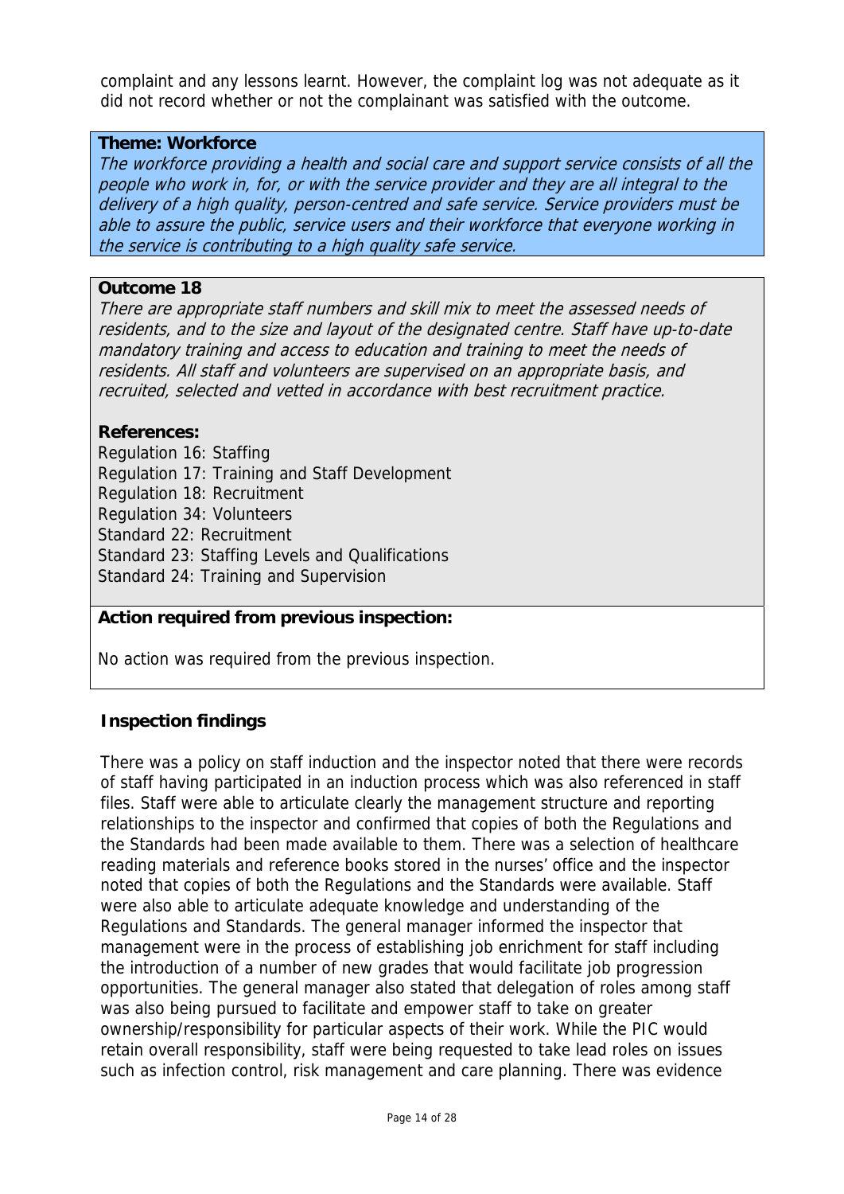complaint and any lessons learnt. However, the complaint log was not adequate as it did not record whether or not the complainant was satisfied with the outcome.

**Theme: Workforce**

*The workforce providing a health and social care and support service consists of all the people who work in, for, or with the service provider and they are all integral to the delivery of a high quality, person-centred and safe service. Service providers must be able to assure the public, service users and their workforce that everyone working in the service is contributing to a high quality safe service.*

**Outcome 18**

*There are appropriate staff numbers and skill mix to meet the assessed needs of residents, and to the size and layout of the designated centre. Staff have up-to-date mandatory training and access to education and training to meet the needs of residents. All staff and volunteers are supervised on an appropriate basis, and recruited, selected and vetted in accordance with best recruitment practice.*

**References:**

Regulation 16: Staffing
Regulation 17: Training and Staff Development
Regulation 18: Recruitment
Regulation 34: Volunteers
Standard 22: Recruitment
Standard 23: Staffing Levels and Qualifications
Standard 24: Training and Supervision

**Action required from previous inspection:**

No action was required from the previous inspection.

**Inspection findings**

There was a policy on staff induction and the inspector noted that there were records of staff having participated in an induction process which was also referenced in staff files. Staff were able to articulate clearly the management structure and reporting relationships to the inspector and confirmed that copies of both the Regulations and the Standards had been made available to them. There was a selection of healthcare reading materials and reference books stored in the nurses' office and the inspector noted that copies of both the Regulations and the Standards were available. Staff were also able to articulate adequate knowledge and understanding of the Regulations and Standards. The general manager informed the inspector that management were in the process of establishing job enrichment for staff including the introduction of a number of new grades that would facilitate job progression opportunities. The general manager also stated that delegation of roles among staff was also being pursued to facilitate and empower staff to take on greater ownership/responsibility for particular aspects of their work. While the PIC would retain overall responsibility, staff were being requested to take lead roles on issues such as infection control, risk management and care planning. There was evidence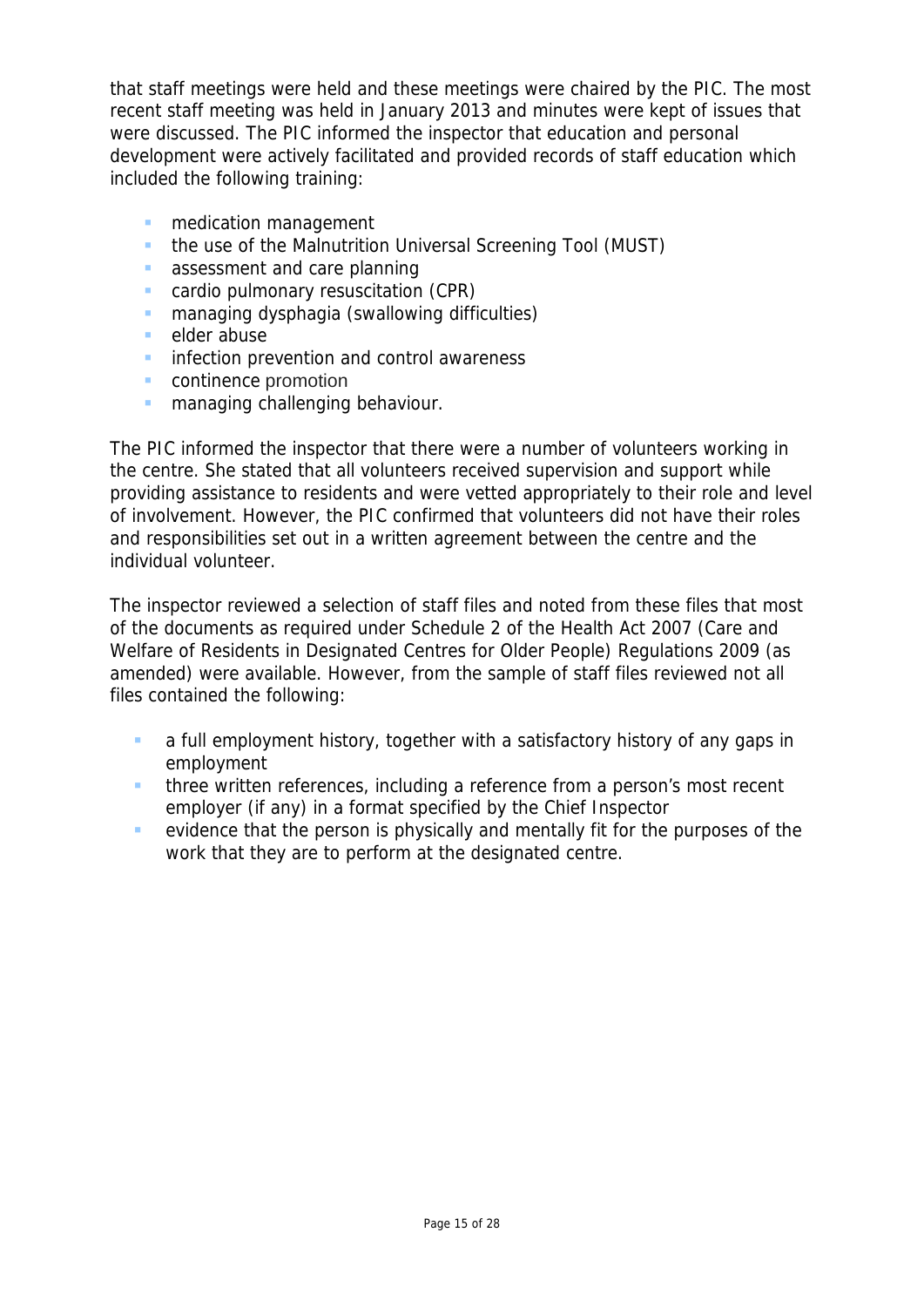that staff meetings were held and these meetings were chaired by the PIC. The most recent staff meeting was held in January 2013 and minutes were kept of issues that were discussed. The PIC informed the inspector that education and personal development were actively facilitated and provided records of staff education which included the following training:

- medication management
- the use of the Malnutrition Universal Screening Tool (MUST)
- assessment and care planning
- cardio pulmonary resuscitation (CPR)
- managing dysphagia (swallowing difficulties)
- elder abuse
- infection prevention and control awareness
- continence promotion
- managing challenging behaviour.

The PIC informed the inspector that there were a number of volunteers working in the centre. She stated that all volunteers received supervision and support while providing assistance to residents and were vetted appropriately to their role and level of involvement. However, the PIC confirmed that volunteers did not have their roles and responsibilities set out in a written agreement between the centre and the individual volunteer.

The inspector reviewed a selection of staff files and noted from these files that most of the documents as required under Schedule 2 of the Health Act 2007 (Care and Welfare of Residents in Designated Centres for Older People) Regulations 2009 (as amended) were available. However, from the sample of staff files reviewed not all files contained the following:

- a full employment history, together with a satisfactory history of any gaps in employment
- three written references, including a reference from a person's most recent employer (if any) in a format specified by the Chief Inspector
- evidence that the person is physically and mentally fit for the purposes of the work that they are to perform at the designated centre.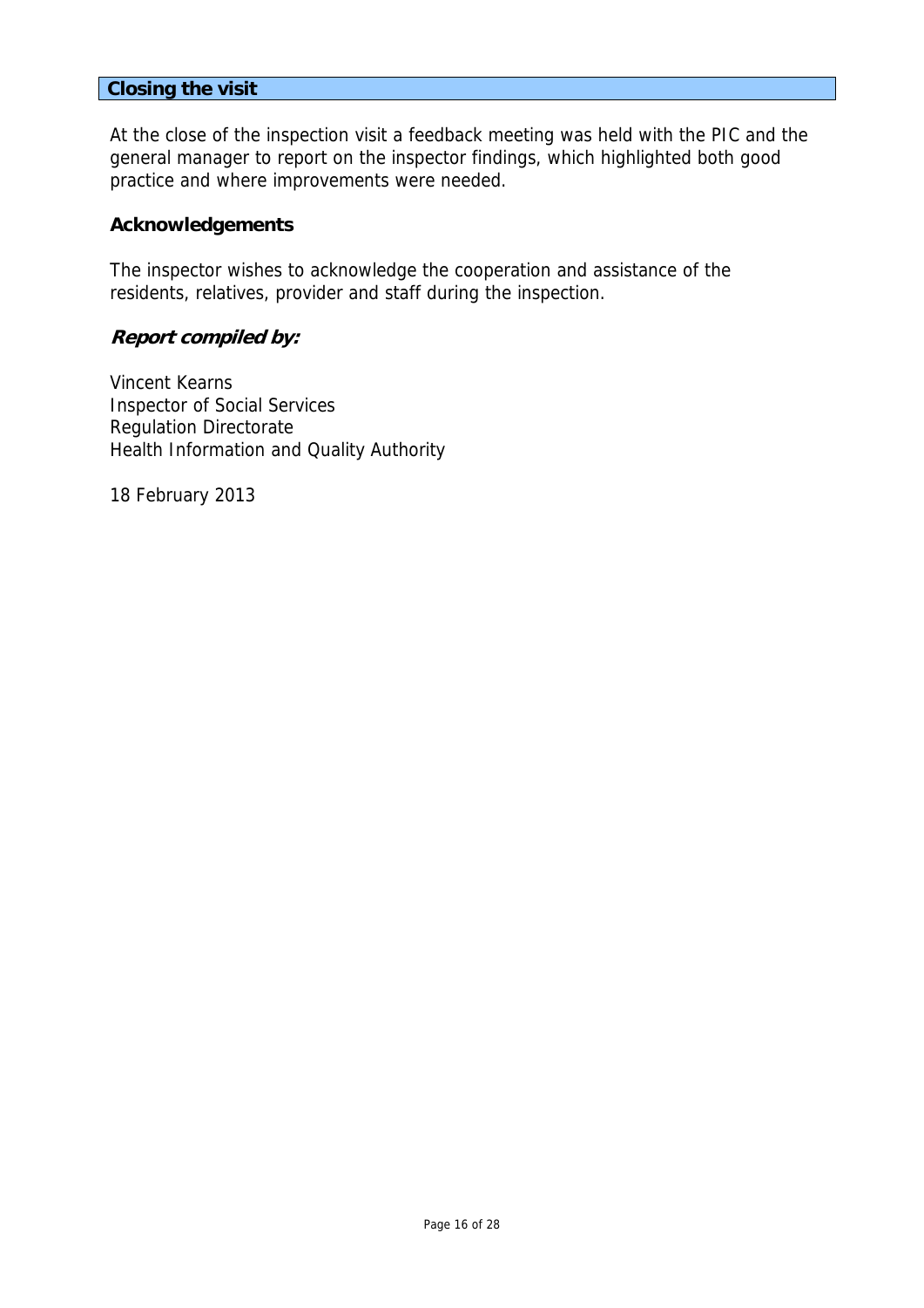## Closing the visit

At the close of the inspection visit a feedback meeting was held with the PIC and the general manager to report on the inspector findings, which highlighted both good practice and where improvements were needed.

### Acknowledgements

The inspector wishes to acknowledge the cooperation and assistance of the residents, relatives, provider and staff during the inspection.

### *Report compiled by:*

Vincent Kearns
Inspector of Social Services
Regulation Directorate
Health Information and Quality Authority

18 February 2013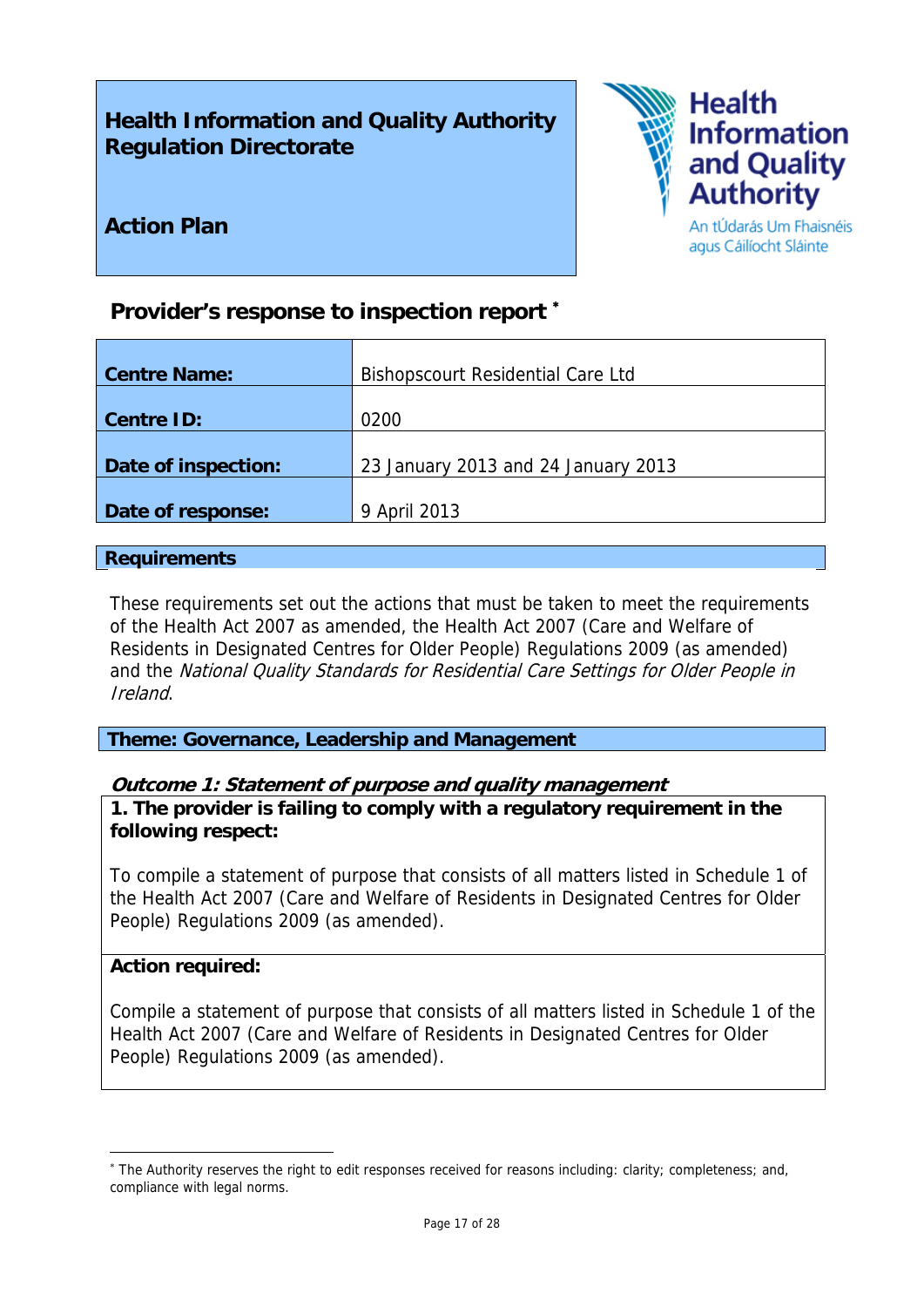**Health Information and Quality Authority**
**Regulation Directorate**

**Action Plan**

Health Information and Quality Authority
An tÚdarás Um Fhaisnéis agus Cáilíocht Sláinte

## Provider's response to inspection report *

| | |
|---|---|
| **Centre Name:** | Bishopscourt Residential Care Ltd |
| **Centre ID:** | 0200 |
| **Date of inspection:** | 23 January 2013 and 24 January 2013 |
| **Date of response:** | 9 April 2013 |

## Requirements

These requirements set out the actions that must be taken to meet the requirements of the Health Act 2007 as amended, the Health Act 2007 (Care and Welfare of Residents in Designated Centres for Older People) Regulations 2009 (as amended) and the *National Quality Standards for Residential Care Settings for Older People in Ireland*.

### Theme: Governance, Leadership and Management

#### *Outcome 1: Statement of purpose and quality management*

**1. The provider is failing to comply with a regulatory requirement in the following respect:**

To compile a statement of purpose that consists of all matters listed in Schedule 1 of the Health Act 2007 (Care and Welfare of Residents in Designated Centres for Older People) Regulations 2009 (as amended).

**Action required:**

Compile a statement of purpose that consists of all matters listed in Schedule 1 of the Health Act 2007 (Care and Welfare of Residents in Designated Centres for Older People) Regulations 2009 (as amended).

---

* The Authority reserves the right to edit responses received for reasons including: clarity; completeness; and, compliance with legal norms.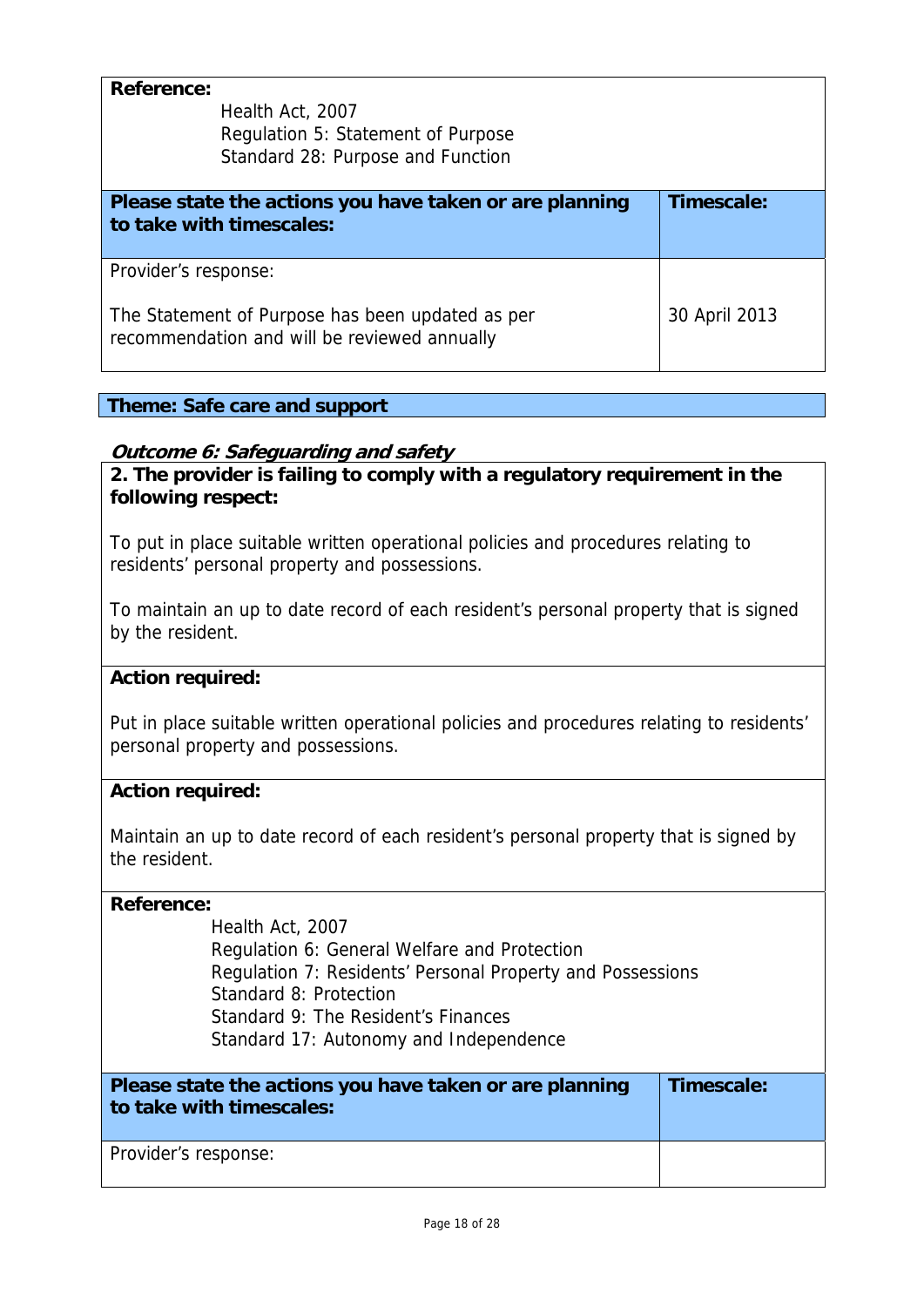**Reference:**

Health Act, 2007
Regulation 5: Statement of Purpose
Standard 28: Purpose and Function

| Please state the actions you have taken or are planning to take with timescales: | Timescale: |
|---|---|
| Provider's response:<br><br>The Statement of Purpose has been updated as per recommendation and will be reviewed annually | 30 April 2013 |

## Theme: Safe care and support

### *Outcome 6: Safeguarding and safety*

**2. The provider is failing to comply with a regulatory requirement in the following respect:**

To put in place suitable written operational policies and procedures relating to residents' personal property and possessions.

To maintain an up to date record of each resident's personal property that is signed by the resident.

**Action required:**

Put in place suitable written operational policies and procedures relating to residents' personal property and possessions.

**Action required:**

Maintain an up to date record of each resident's personal property that is signed by the resident.

**Reference:**

Health Act, 2007
Regulation 6: General Welfare and Protection
Regulation 7: Residents' Personal Property and Possessions
Standard 8: Protection
Standard 9: The Resident's Finances
Standard 17: Autonomy and Independence

| Please state the actions you have taken or are planning to take with timescales: | Timescale: |
|---|---|
| Provider's response: | |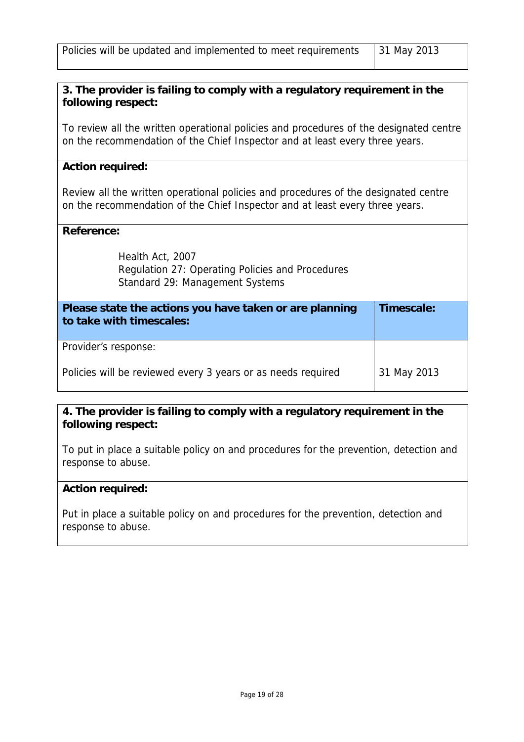| Policies will be updated and implemented to meet requirements | 31 May 2013 |
|---|---|

**3. The provider is failing to comply with a regulatory requirement in the following respect:**

To review all the written operational policies and procedures of the designated centre on the recommendation of the Chief Inspector and at least every three years.

**Action required:**

Review all the written operational policies and procedures of the designated centre on the recommendation of the Chief Inspector and at least every three years.

**Reference:**

Health Act, 2007
Regulation 27: Operating Policies and Procedures
Standard 29: Management Systems

| **Please state the actions you have taken or are planning to take with timescales:** | **Timescale:** |
|---|---|
| Provider's response:<br><br>Policies will be reviewed every 3 years or as needs required | 31 May 2013 |

**4. The provider is failing to comply with a regulatory requirement in the following respect:**

To put in place a suitable policy on and procedures for the prevention, detection and response to abuse.

**Action required:**

Put in place a suitable policy on and procedures for the prevention, detection and response to abuse.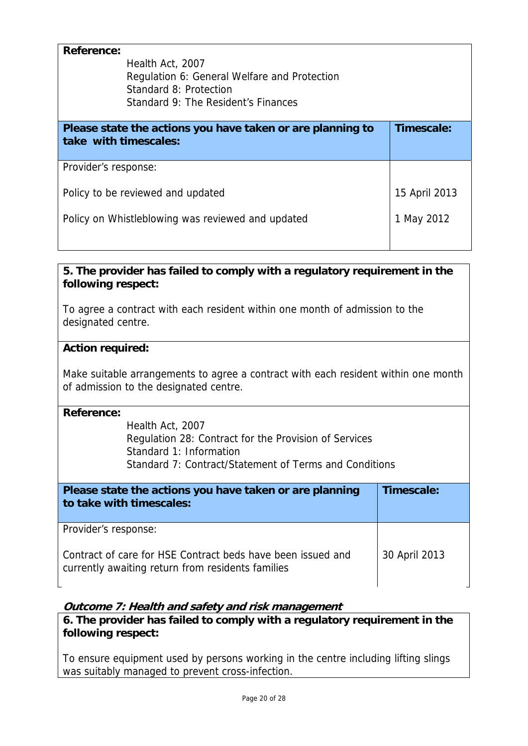**Reference:**

Health Act, 2007
Regulation 6: General Welfare and Protection
Standard 8: Protection
Standard 9: The Resident's Finances

| Please state the actions you have taken or are planning to take with timescales: | Timescale: |
|---|---|
| Provider's response:<br><br>Policy to be reviewed and updated<br><br>Policy on Whistleblowing was reviewed and updated | <br><br>15 April 2013<br><br>1 May 2012 |

**5. The provider has failed to comply with a regulatory requirement in the following respect:**

To agree a contract with each resident within one month of admission to the designated centre.

**Action required:**

Make suitable arrangements to agree a contract with each resident within one month of admission to the designated centre.

**Reference:**

Health Act, 2007
Regulation 28: Contract for the Provision of Services
Standard 1: Information
Standard 7: Contract/Statement of Terms and Conditions

| Please state the actions you have taken or are planning to take with timescales: | Timescale: |
|---|---|
| Provider's response:<br><br>Contract of care for HSE Contract beds have been issued and currently awaiting return from residents families | <br><br>30 April 2013 |

***Outcome 7: Health and safety and risk management***

**6. The provider has failed to comply with a regulatory requirement in the following respect:**

To ensure equipment used by persons working in the centre including lifting slings was suitably managed to prevent cross-infection.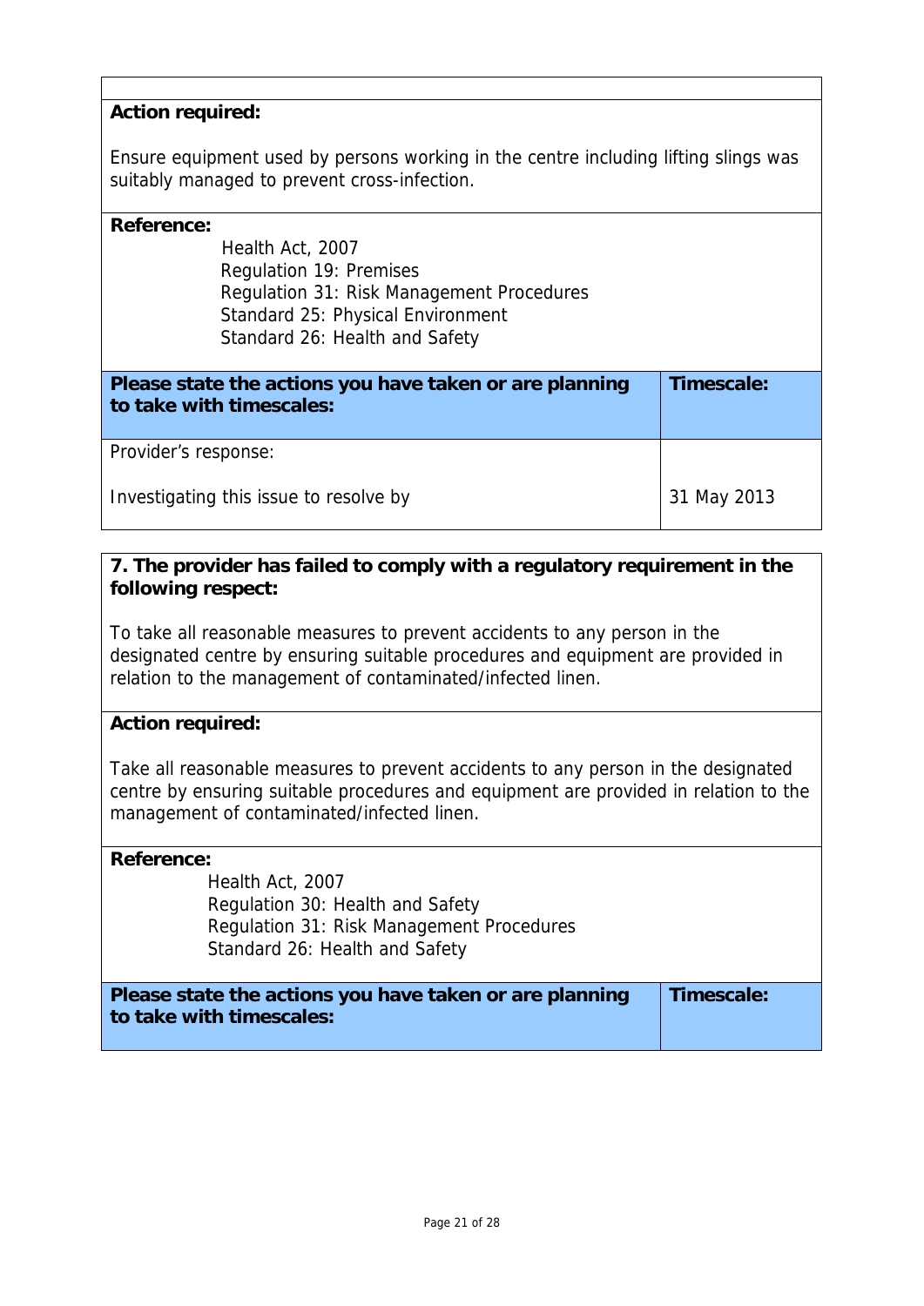**Action required:**

Ensure equipment used by persons working in the centre including lifting slings was suitably managed to prevent cross-infection.

**Reference:**

Health Act, 2007
Regulation 19: Premises
Regulation 31: Risk Management Procedures
Standard 25: Physical Environment
Standard 26: Health and Safety

| **Please state the actions you have taken or are planning to take with timescales:** | **Timescale:** |
|---|---|
| Provider's response:<br><br>Investigating this issue to resolve by | <br><br>31 May 2013 |

**7. The provider has failed to comply with a regulatory requirement in the following respect:**

To take all reasonable measures to prevent accidents to any person in the designated centre by ensuring suitable procedures and equipment are provided in relation to the management of contaminated/infected linen.

**Action required:**

Take all reasonable measures to prevent accidents to any person in the designated centre by ensuring suitable procedures and equipment are provided in relation to the management of contaminated/infected linen.

**Reference:**

Health Act, 2007
Regulation 30: Health and Safety
Regulation 31: Risk Management Procedures
Standard 26: Health and Safety

| **Please state the actions you have taken or are planning to take with timescales:** | **Timescale:** |
|---|---|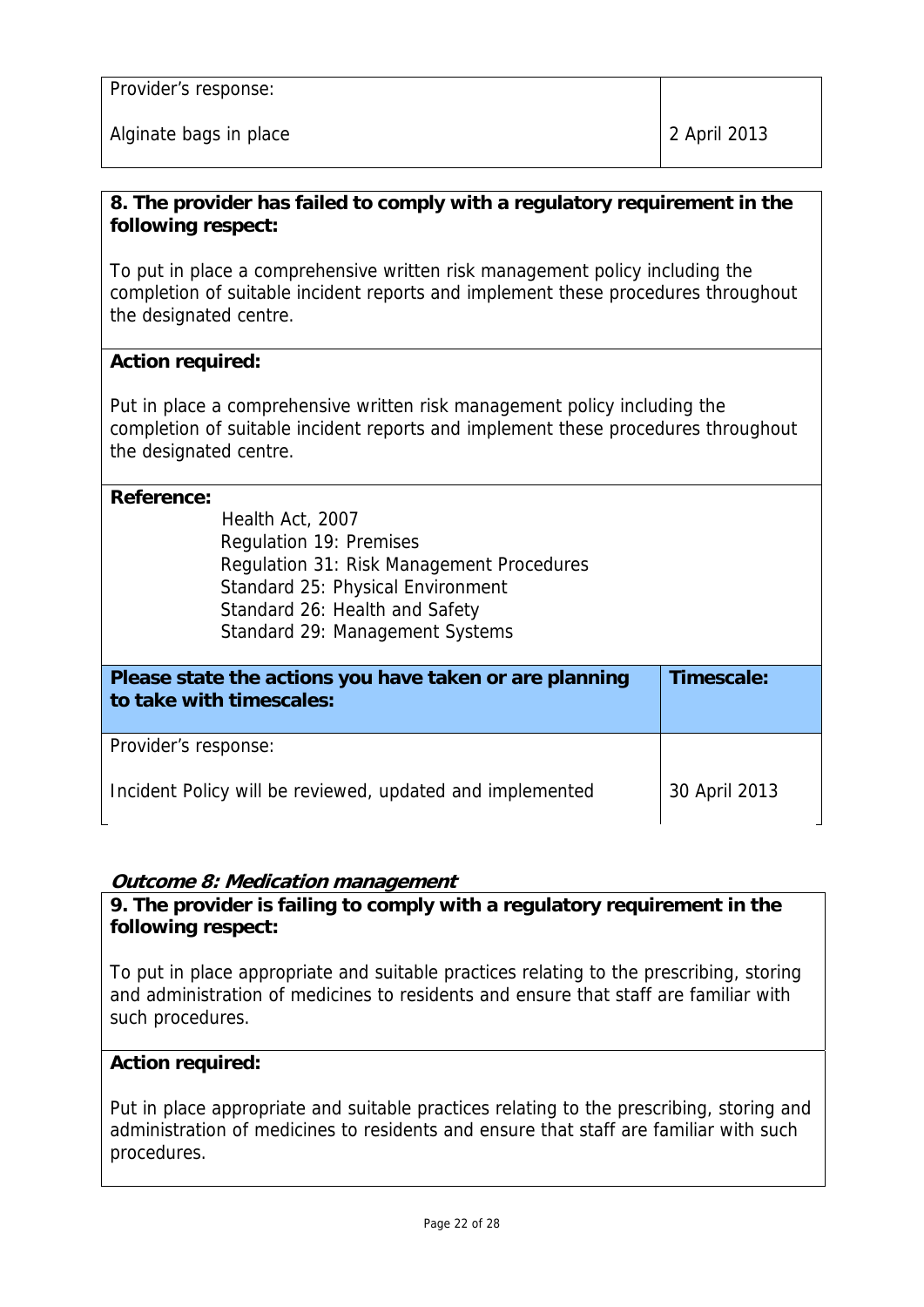| Provider's response: | |
|---|---|
| Alginate bags in place | 2 April 2013 |

**8. The provider has failed to comply with a regulatory requirement in the following respect:**

To put in place a comprehensive written risk management policy including the completion of suitable incident reports and implement these procedures throughout the designated centre.

**Action required:**

Put in place a comprehensive written risk management policy including the completion of suitable incident reports and implement these procedures throughout the designated centre.

**Reference:**

Health Act, 2007
Regulation 19: Premises
Regulation 31: Risk Management Procedures
Standard 25: Physical Environment
Standard 26: Health and Safety
Standard 29: Management Systems

| **Please state the actions you have taken or are planning to take with timescales:** | **Timescale:** |
|---|---|
| Provider's response: | |
| Incident Policy will be reviewed, updated and implemented | 30 April 2013 |

***Outcome 8: Medication management***

**9. The provider is failing to comply with a regulatory requirement in the following respect:**

To put in place appropriate and suitable practices relating to the prescribing, storing and administration of medicines to residents and ensure that staff are familiar with such procedures.

**Action required:**

Put in place appropriate and suitable practices relating to the prescribing, storing and administration of medicines to residents and ensure that staff are familiar with such procedures.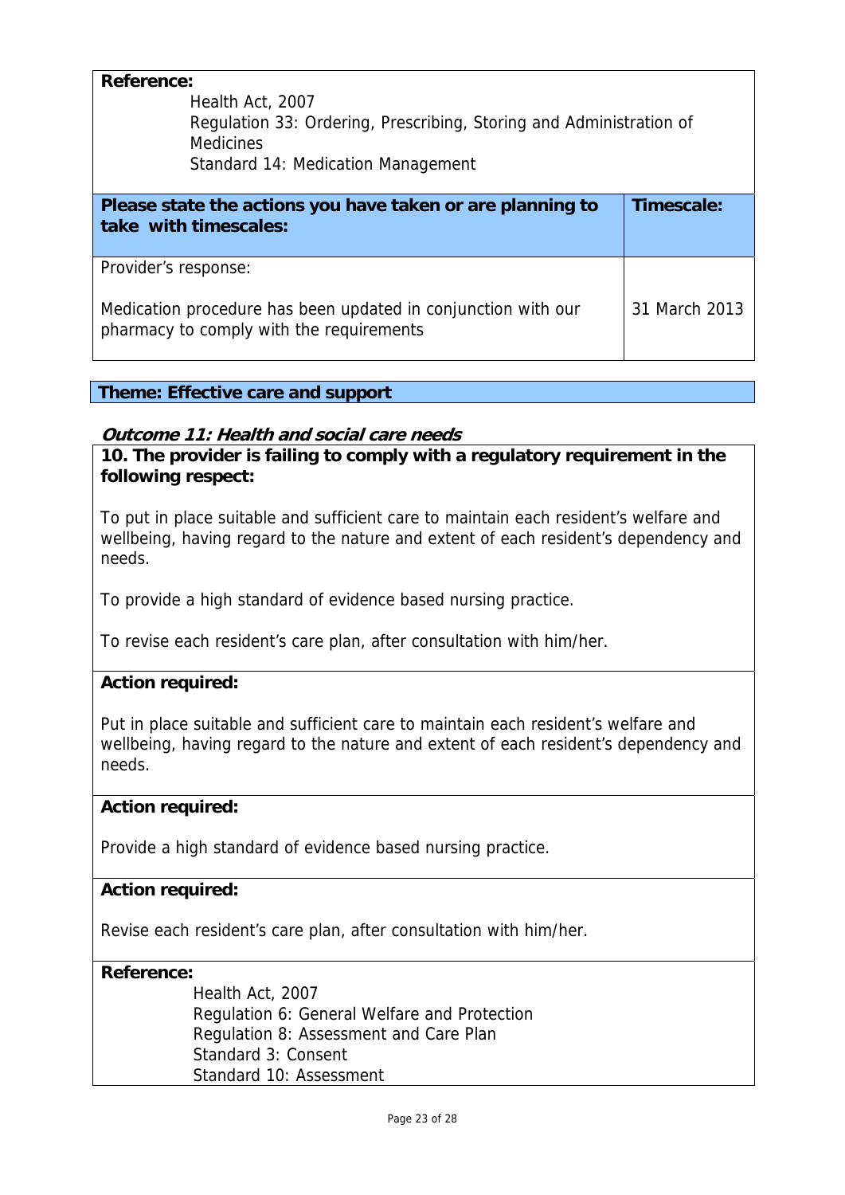**Reference:**

Health Act, 2007
Regulation 33: Ordering, Prescribing, Storing and Administration of Medicines
Standard 14: Medication Management

| Please state the actions you have taken or are planning to take with timescales: | Timescale: |
| --- | --- |
| Provider's response:<br><br>Medication procedure has been updated in conjunction with our pharmacy to comply with the requirements | 31 March 2013 |

**Theme: Effective care and support**

***Outcome 11: Health and social care needs***

**10. The provider is failing to comply with a regulatory requirement in the following respect:**

To put in place suitable and sufficient care to maintain each resident's welfare and wellbeing, having regard to the nature and extent of each resident's dependency and needs.

To provide a high standard of evidence based nursing practice.

To revise each resident's care plan, after consultation with him/her.

**Action required:**

Put in place suitable and sufficient care to maintain each resident's welfare and wellbeing, having regard to the nature and extent of each resident's dependency and needs.

**Action required:**

Provide a high standard of evidence based nursing practice.

**Action required:**

Revise each resident's care plan, after consultation with him/her.

**Reference:**

Health Act, 2007
Regulation 6: General Welfare and Protection
Regulation 8: Assessment and Care Plan
Standard 3: Consent
Standard 10: Assessment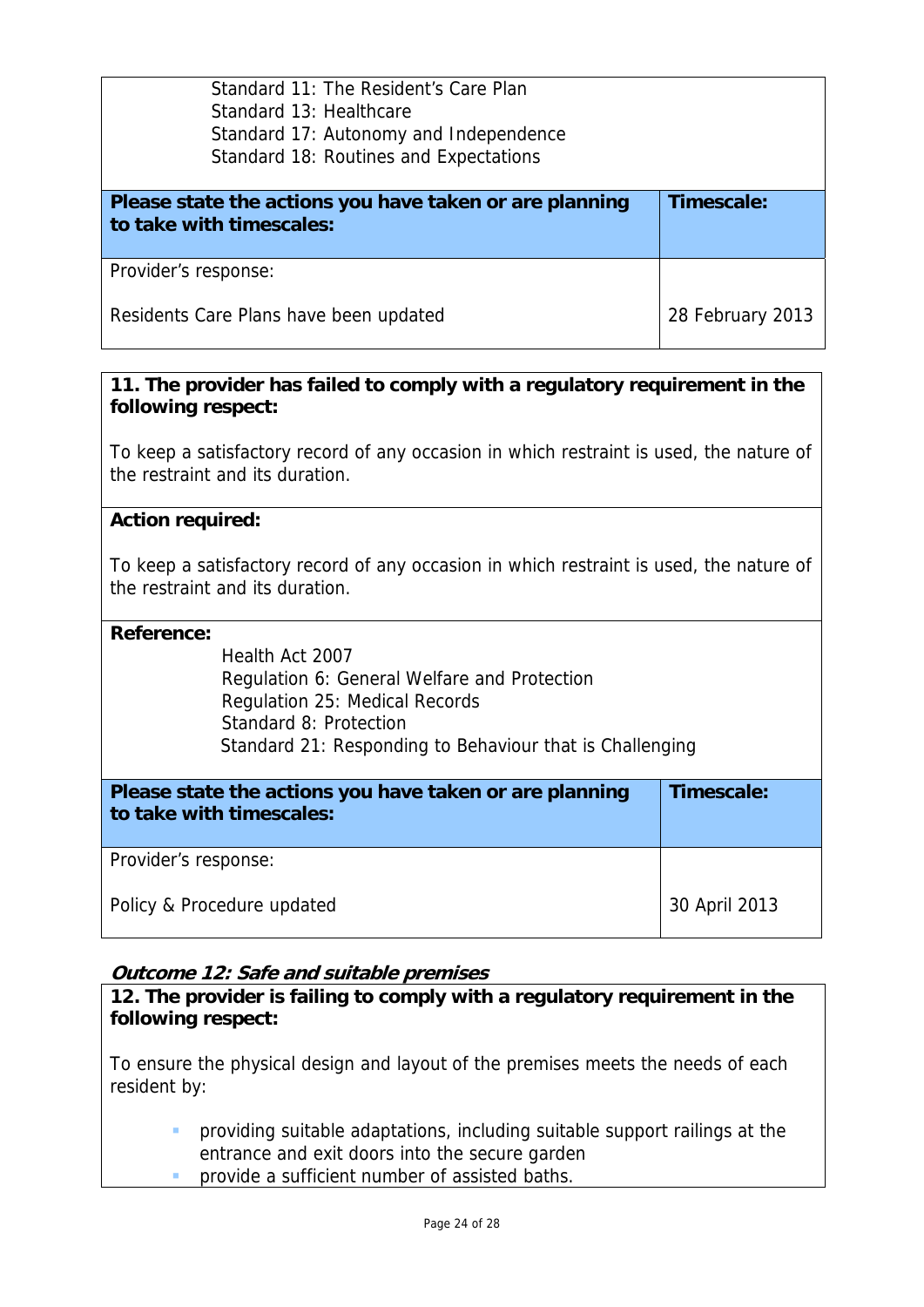Standard 11: The Resident's Care Plan
Standard 13: Healthcare
Standard 17: Autonomy and Independence
Standard 18: Routines and Expectations

| Please state the actions you have taken or are planning to take with timescales: | Timescale: |
|---|---|
| Provider's response:<br><br>Residents Care Plans have been updated | 28 February 2013 |

**11. The provider has failed to comply with a regulatory requirement in the following respect:**

To keep a satisfactory record of any occasion in which restraint is used, the nature of the restraint and its duration.

**Action required:**

To keep a satisfactory record of any occasion in which restraint is used, the nature of the restraint and its duration.

**Reference:**

Health Act 2007
Regulation 6: General Welfare and Protection
Regulation 25: Medical Records
Standard 8: Protection
Standard 21: Responding to Behaviour that is Challenging

| Please state the actions you have taken or are planning to take with timescales: | Timescale: |
|---|---|
| Provider's response:<br><br>Policy & Procedure updated | 30 April 2013 |

***Outcome 12: Safe and suitable premises***

**12. The provider is failing to comply with a regulatory requirement in the following respect:**

To ensure the physical design and layout of the premises meets the needs of each resident by:

- providing suitable adaptations, including suitable support railings at the entrance and exit doors into the secure garden
- provide a sufficient number of assisted baths.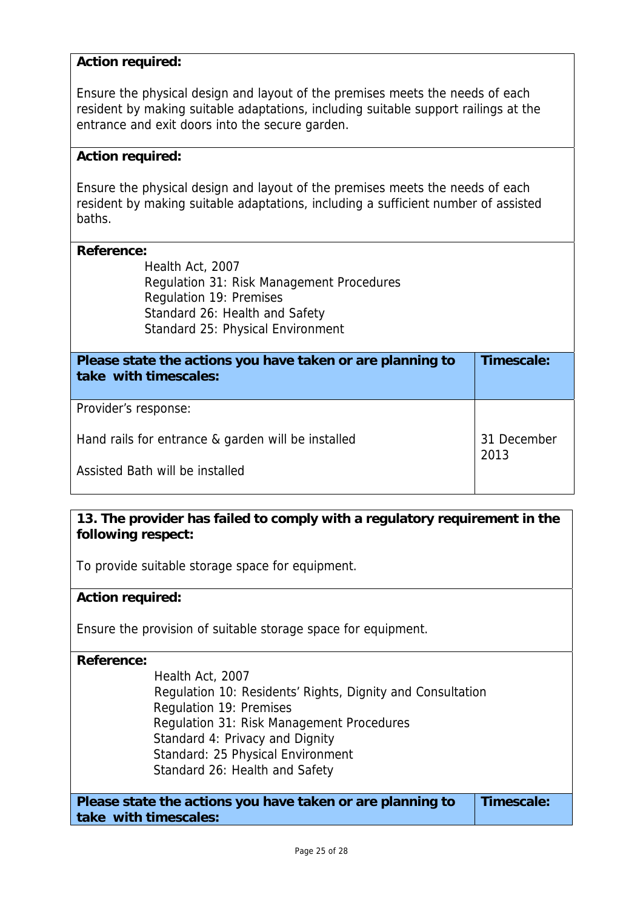**Action required:**

Ensure the physical design and layout of the premises meets the needs of each resident by making suitable adaptations, including suitable support railings at the entrance and exit doors into the secure garden.

**Action required:**

Ensure the physical design and layout of the premises meets the needs of each resident by making suitable adaptations, including a sufficient number of assisted baths.

**Reference:**

Health Act, 2007
Regulation 31: Risk Management Procedures
Regulation 19: Premises
Standard 26: Health and Safety
Standard 25: Physical Environment

| Please state the actions you have taken or are planning to take with timescales: | Timescale: |
|---|---|
| Provider's response:<br><br>Hand rails for entrance & garden will be installed<br><br>Assisted Bath will be installed | 31 December 2013 |

**13. The provider has failed to comply with a regulatory requirement in the following respect:**

To provide suitable storage space for equipment.

**Action required:**

Ensure the provision of suitable storage space for equipment.

**Reference:**

Health Act, 2007
Regulation 10: Residents' Rights, Dignity and Consultation
Regulation 19: Premises
Regulation 31: Risk Management Procedures
Standard 4: Privacy and Dignity
Standard: 25 Physical Environment
Standard 26: Health and Safety

| Please state the actions you have taken or are planning to take with timescales: | Timescale: |
|---|---|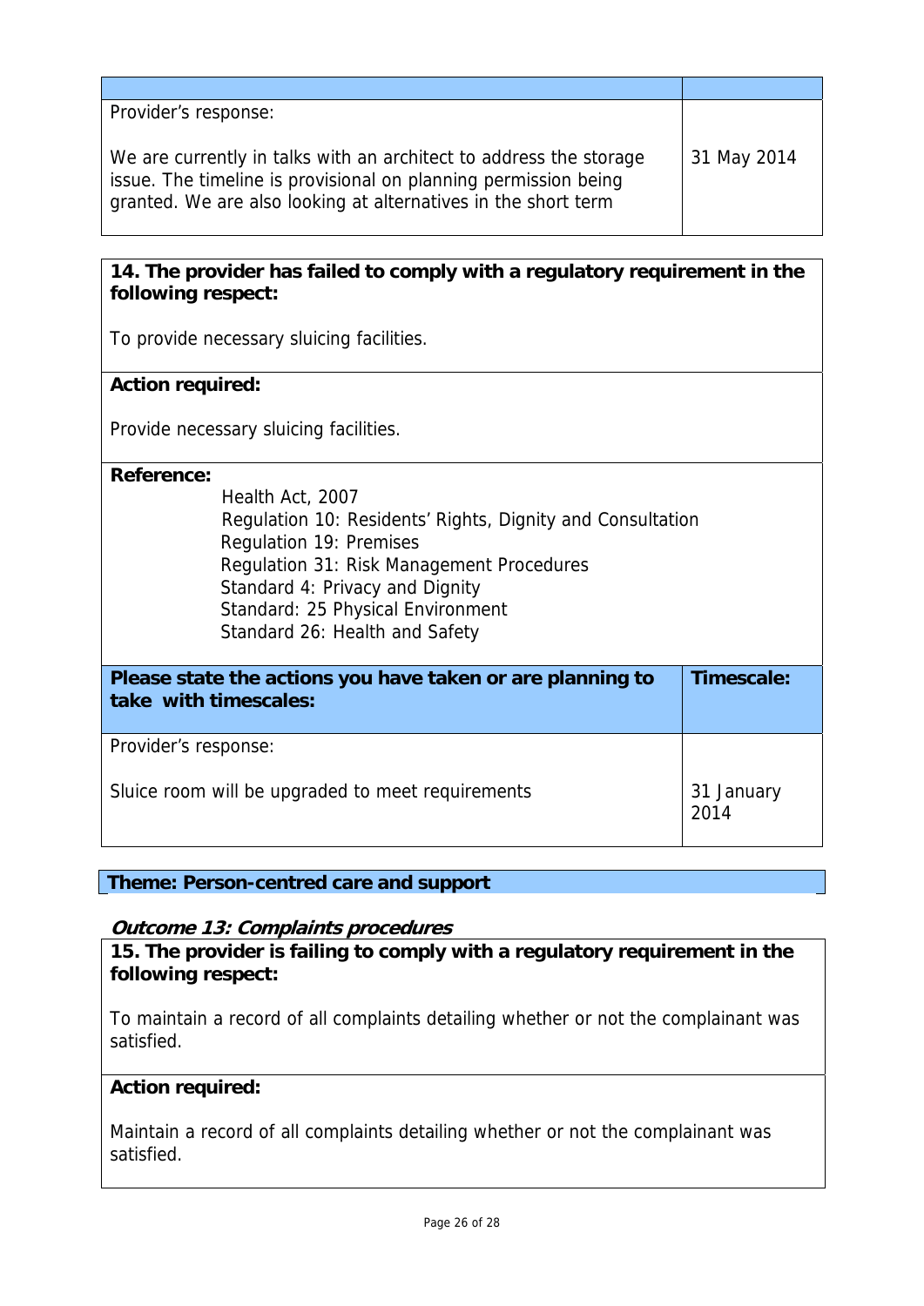| | |
|---|---|
| Provider's response:<br><br>We are currently in talks with an architect to address the storage issue. The timeline is provisional on planning permission being granted. We are also looking at alternatives in the short term | 31 May 2014 |

**14. The provider has failed to comply with a regulatory requirement in the following respect:**

To provide necessary sluicing facilities.

**Action required:**

Provide necessary sluicing facilities.

**Reference:**

Health Act, 2007
Regulation 10: Residents' Rights, Dignity and Consultation
Regulation 19: Premises
Regulation 31: Risk Management Procedures
Standard 4: Privacy and Dignity
Standard: 25 Physical Environment
Standard 26: Health and Safety

| Please state the actions you have taken or are planning to take with timescales: | Timescale: |
|---|---|
| Provider's response:<br><br>Sluice room will be upgraded to meet requirements | 31 January 2014 |

**Theme: Person-centred care and support**

***Outcome 13: Complaints procedures***

**15. The provider is failing to comply with a regulatory requirement in the following respect:**

To maintain a record of all complaints detailing whether or not the complainant was satisfied.

**Action required:**

Maintain a record of all complaints detailing whether or not the complainant was satisfied.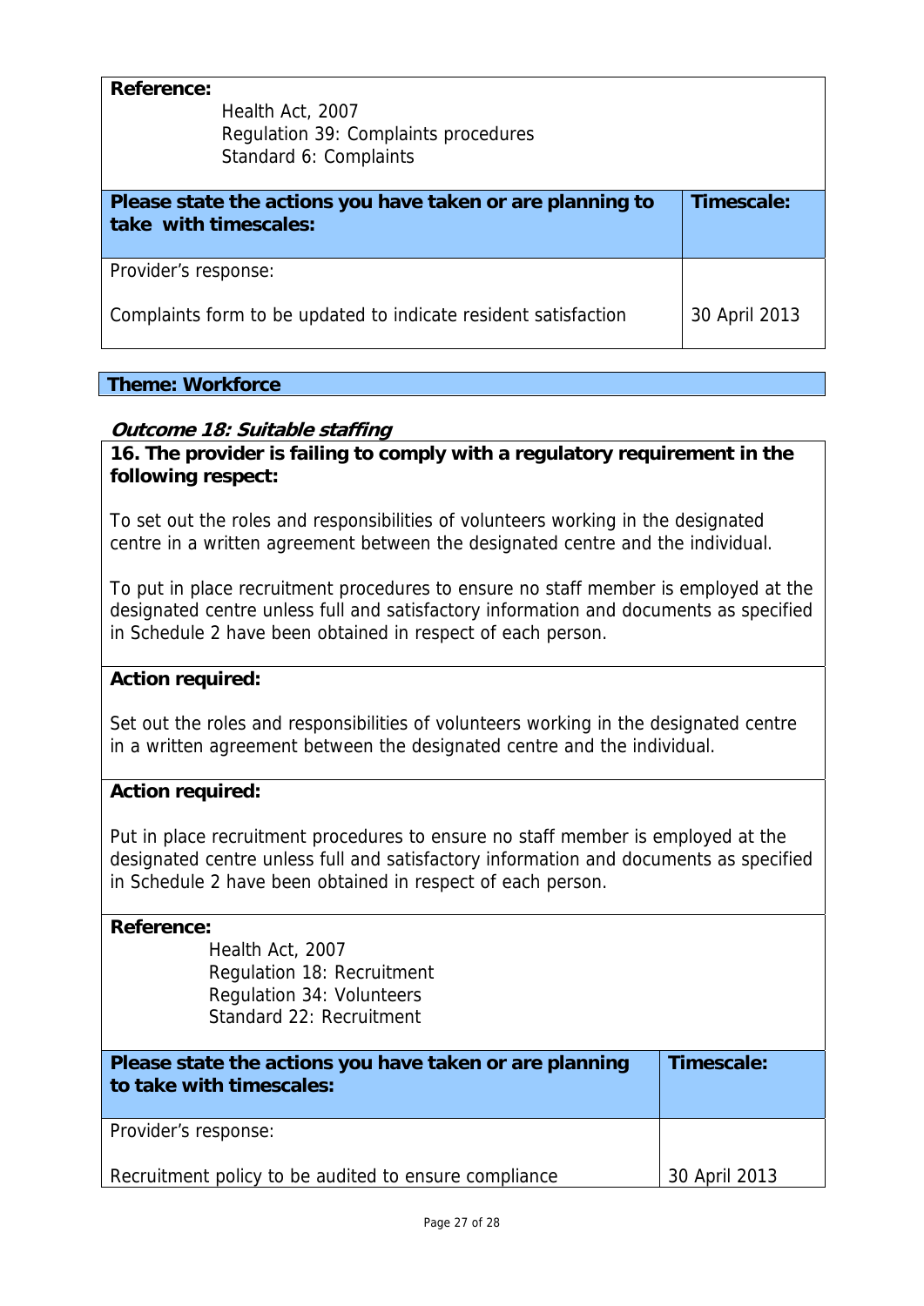**Reference:**

Health Act, 2007
Regulation 39: Complaints procedures
Standard 6: Complaints

| Please state the actions you have taken or are planning to take with timescales: | Timescale: |
|---|---|
| Provider's response:<br><br>Complaints form to be updated to indicate resident satisfaction | 30 April 2013 |

## Theme: Workforce

### *Outcome 18: Suitable staffing*

**16. The provider is failing to comply with a regulatory requirement in the following respect:**

To set out the roles and responsibilities of volunteers working in the designated centre in a written agreement between the designated centre and the individual.

To put in place recruitment procedures to ensure no staff member is employed at the designated centre unless full and satisfactory information and documents as specified in Schedule 2 have been obtained in respect of each person.

**Action required:**

Set out the roles and responsibilities of volunteers working in the designated centre in a written agreement between the designated centre and the individual.

**Action required:**

Put in place recruitment procedures to ensure no staff member is employed at the designated centre unless full and satisfactory information and documents as specified in Schedule 2 have been obtained in respect of each person.

**Reference:**

Health Act, 2007
Regulation 18: Recruitment
Regulation 34: Volunteers
Standard 22: Recruitment

| Please state the actions you have taken or are planning to take with timescales: | Timescale: |
|---|---|
| Provider's response:<br><br>Recruitment policy to be audited to ensure compliance | 30 April 2013 |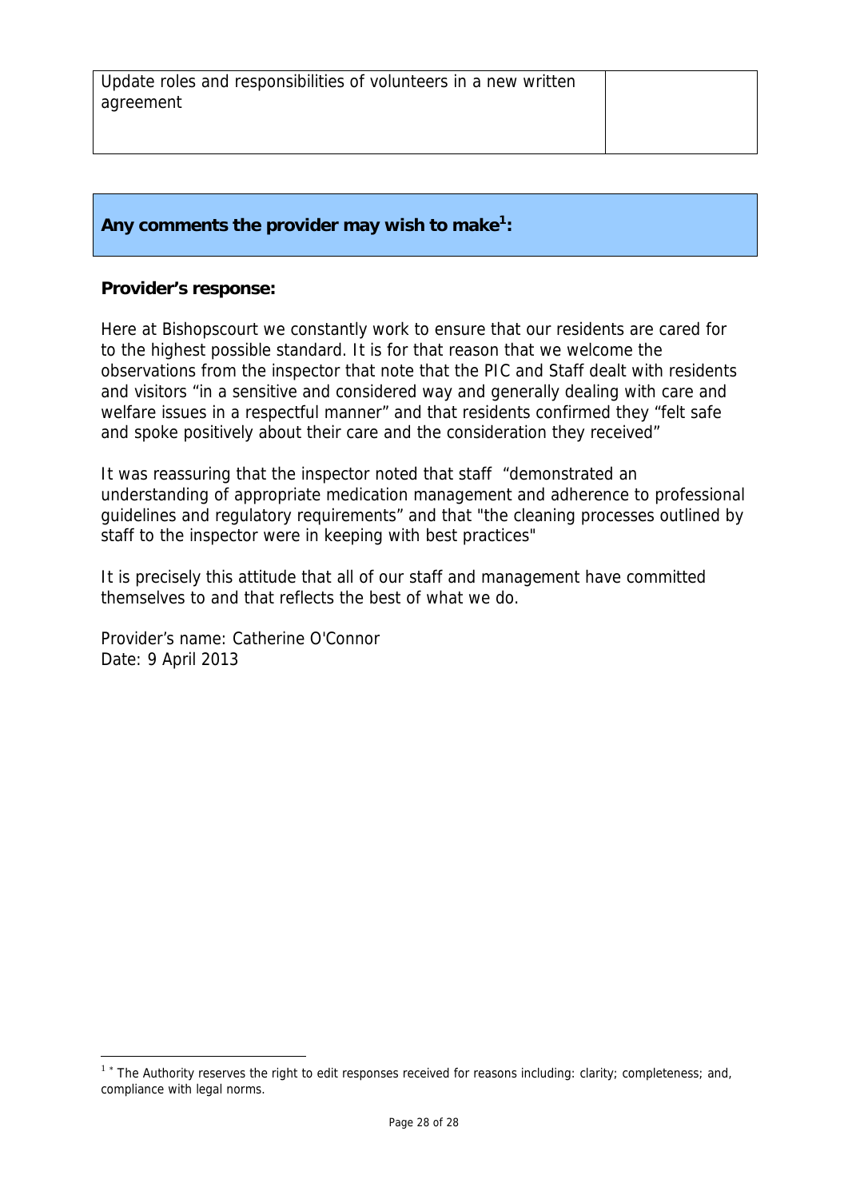| | |
|---|---|
| Update roles and responsibilities of volunteers in a new written agreement | |

**Any comments the provider may wish to make[1]:**

**Provider's response:**

Here at Bishopscourt we constantly work to ensure that our residents are cared for to the highest possible standard. It is for that reason that we welcome the observations from the inspector that note that the PIC and Staff dealt with residents and visitors "in a sensitive and considered way and generally dealing with care and welfare issues in a respectful manner" and that residents confirmed they "felt safe and spoke positively about their care and the consideration they received"

It was reassuring that the inspector noted that staff "demonstrated an understanding of appropriate medication management and adherence to professional guidelines and regulatory requirements" and that "the cleaning processes outlined by staff to the inspector were in keeping with best practices"

It is precisely this attitude that all of our staff and management have committed themselves to and that reflects the best of what we do.

Provider's name: Catherine O'Connor
Date: 9 April 2013

[1] * The Authority reserves the right to edit responses received for reasons including: clarity; completeness; and, compliance with legal norms.